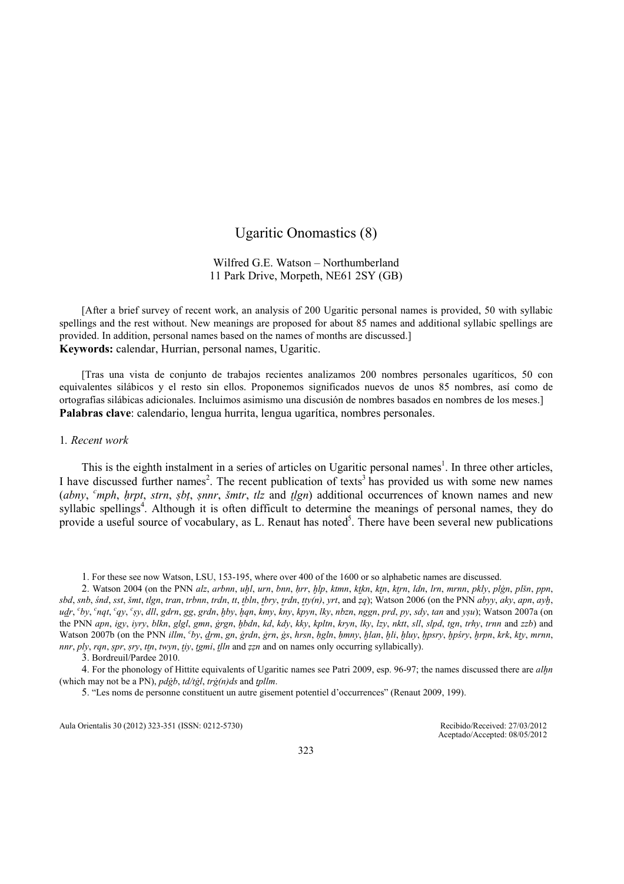# Ugaritic Onomastics (8)

Wilfred G.E. Watson – Northumberland
11 Park Drive, Morpeth, NE61 2SY (GB)

[After a brief survey of recent work, an analysis of 200 Ugaritic personal names is provided, 50 with syllabic spellings and the rest without. New meanings are proposed for about 85 names and additional syllabic spellings are provided. In addition, personal names based on the names of months are discussed.]
**Keywords:** calendar, Hurrian, personal names, Ugaritic.

[Tras una vista de conjunto de trabajos recientes analizamos 200 nombres personales ugaríticos, 50 con equivalentes silábicos y el resto sin ellos. Proponemos significados nuevos de unos 85 nombres, así como de ortografías silábicas adicionales. Incluimos asimismo una discusión de nombres basados en nombres de los meses.]
**Palabras clave**: calendario, lengua hurrita, lengua ugarítica, nombres personales.

## 1. *Recent work*

This is the eighth instalment in a series of articles on Ugaritic personal names[1]. In three other articles, I have discussed further names[2]. The recent publication of texts[3] has provided us with some new names (*abny*, *ᶜmph*, *ḥrpt*, *strn*, *ṣbṭ*, *ṣnnr*, *šmtr*, *tlz* and *ṯlgn*) additional occurrences of known names and new syllabic spellings[4]. Although it is often difficult to determine the meanings of personal names, they do provide a useful source of vocabulary, as L. Renaut has noted[5]. There have been several new publications

1. For these see now Watson, LSU, 153-195, where over 400 of the 1600 or so alphabetic names are discussed.

2. Watson 2004 (on the PNN *alz*, *arbnn*, *uḫl*, *urn*, *bnn*, *ḥrr*, *ḫlp*, *ktmn*, *kṯkn*, *kṯn*, *kṯrn*, *ldn*, *lrn*, *mrnn*, *pkly*, *plġn*, *plšn*, *ppn*, *sbd*, *snb*, *śnd*, *sst*, *šmt*, *tlgn*, *tran*, *trbnn*, *trdn*, *tt*, *ṯbln*, *ṯbry*, *ṯrdn*, *ṯty(n)*, *yrt*, and *ẓq*); Watson 2006 (on the PNN *abyy*, *aky*, *apn*, *ayḫ*, *uḏr*, *ᶜby*, *ᶜnqt*, *ᶜqy*, *ᶜsy*, *dll*, *gdrn*, *gg*, *grdn*, *ḫby*, *ḫqn*, *kmy*, *kny*, *kpyn*, *lky*, *nbzn*, *nggn*, *prd*, *py*, *sdy*, *tan* and *yṣu*); Watson 2007a (on the PNN *apn*, *igy*, *iyry*, *blkn*, *glgl*, *gmn*, *ġrgn*, *ḫbdn*, *kd*, *kdy*, *kky*, *kpltn*, *kryn*, *lky*, *lzy*, *nktt*, *sll*, *slpd*, *tgn*, *trhy*, *trnn* and *zzb*) and Watson 2007b (on the PNN *illm*, *ᶜby*, *ḏrm*, *gn*, *ġrdn*, *ġrn*, *ġs*, *hrsn*, *ḫgln*, *ḥmny*, *ḫlan*, *ḫli*, *ḫluy*, *ḫpsry*, *ḫpśry*, *ḫrpn*, *krk*, *kṯy*, *mrnn*, *nnr*, *ply*, *rqn*, *ṣpr*, *ṣry*, *ṯṯn*, *twyn*, *ṯiy*, *ṯgmi*, *ṯlln* and *ẓẓn* and on names only occurring syllabically).

3. Bordreuil/Pardee 2010.

4. For the phonology of Hittite equivalents of Ugaritic names see Patri 2009, esp. 96-97; the names discussed there are *alḫn* (which may not be a PN), *pdġb*, *td/tġl*, *trġ(n)ds* and *ṯpllm*.

5. "Les noms de personne constituent un autre gisement potentiel d'occurrences" (Renaut 2009, 199).

Recibido/Received: 27/03/2012
Aceptado/Accepted: 08/05/2012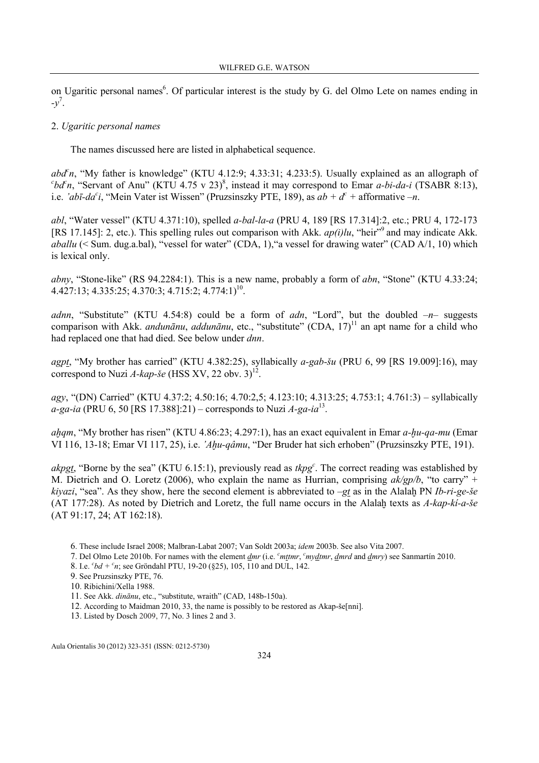on Ugaritic personal names[6]. Of particular interest is the study by G. del Olmo Lete on names ending in -*y*[7].

2. *Ugaritic personal names*

The names discussed here are listed in alphabetical sequence.

*abdʿn*, "My father is knowledge" (KTU 4.12:9; 4.33:31; 4.233:5). Usually explained as an allograph of *ʿbdʿn*, "Servant of Anu" (KTU 4.75 v 23)[8], instead it may correspond to Emar *a-bi-da-i* (TSABR 8:13), i.e. *ʾabī-daʿi*, "Mein Vater ist Wissen" (Pruzsinszky PTE, 189), as *ab* + *dʿ* + afformative –*n*.

*abl*, "Water vessel" (KTU 4.371:10), spelled *a-bal-la-a* (PRU 4, 189 [RS 17.314]:2, etc.; PRU 4, 172-173 [RS 17.145]: 2, etc.). This spelling rules out comparison with Akk. *ap(i)lu*, "heir"[9] and may indicate Akk. *aballu* (< Sum. dug.a.bal), "vessel for water" (CDA, 1),"a vessel for drawing water" (CAD A/1, 10) which is lexical only.

*abny*, "Stone-like" (RS 94.2284:1). This is a new name, probably a form of *abn*, "Stone" (KTU 4.33:24; 4.427:13; 4.335:25; 4.370:3; 4.715:2; 4.774:1)[10].

*adnn*, "Substitute" (KTU 4.54:8) could be a form of *adn*, "Lord", but the doubled –*n*– suggests comparison with Akk. *andunānu*, *addunānu*, etc., "substitute" (CDA, 17)[11] an apt name for a child who had replaced one that had died. See below under *dnn*.

*agpṯ*, "My brother has carried" (KTU 4.382:25), syllabically *a-gab-šu* (PRU 6, 99 [RS 19.009]:16), may correspond to Nuzi *A-kap-še* (HSS XV, 22 obv. 3)[12].

*agy*, "(DN) Carried" (KTU 4.37:2; 4.50:16; 4.70:2,5; 4.123:10; 4.313:25; 4.753:1; 4.761:3) – syllabically *a-ga-ia* (PRU 6, 50 [RS 17.388]:21) – corresponds to Nuzi *A-ga-ia*[13].

*aḫqm*, "My brother has risen" (KTU 4.86:23; 4.297:1), has an exact equivalent in Emar *a-ḫu-qa-mu* (Emar VI 116, 13-18; Emar VI 117, 25), i.e. *ʾAḫu-qâmu*, "Der Bruder hat sich erhoben" (Pruzsinszky PTE, 191).

*akpgṯ*, "Borne by the sea" (KTU 6.15:1), previously read as *tkpgʿ*. The correct reading was established by M. Dietrich and O. Loretz (2006), who explain the name as Hurrian, comprising *ak/gp/b*, "to carry" + *kiyazi*, "sea". As they show, here the second element is abbreviated to –*gṯ* as in the Alalaḫ PN *Ib-ri-ge-še* (AT 177:28). As noted by Dietrich and Loretz, the full name occurs in the Alalaḫ texts as *A-kap-kí-a-še* (AT 91:17, 24; AT 162:18).

6. These include Israel 2008; Malbran-Labat 2007; Van Soldt 2003a; *idem* 2003b. See also Vita 2007.

7. Del Olmo Lete 2010b. For names with the element *ḏmr* (i.e. *ʿmṯmr*, *ʿmyḏtmr*, *ḏmrd* and *ḏmry*) see Sanmartín 2010.

8. I.e. *ʿbd* + *ʿn*; see Gröndahl PTU, 19-20 (§25), 105, 110 and DUL, 142.

9. See Pruzsinszky PTE, 76.

10. Ribichini/Xella 1988.

11. See Akk. *dinānu*, etc., "substitute, wraith" (CAD, 148b-150a).

12. According to Maidman 2010, 33, the name is possibly to be restored as Akap-še[nni].

13. Listed by Dosch 2009, 77, No. 3 lines 2 and 3.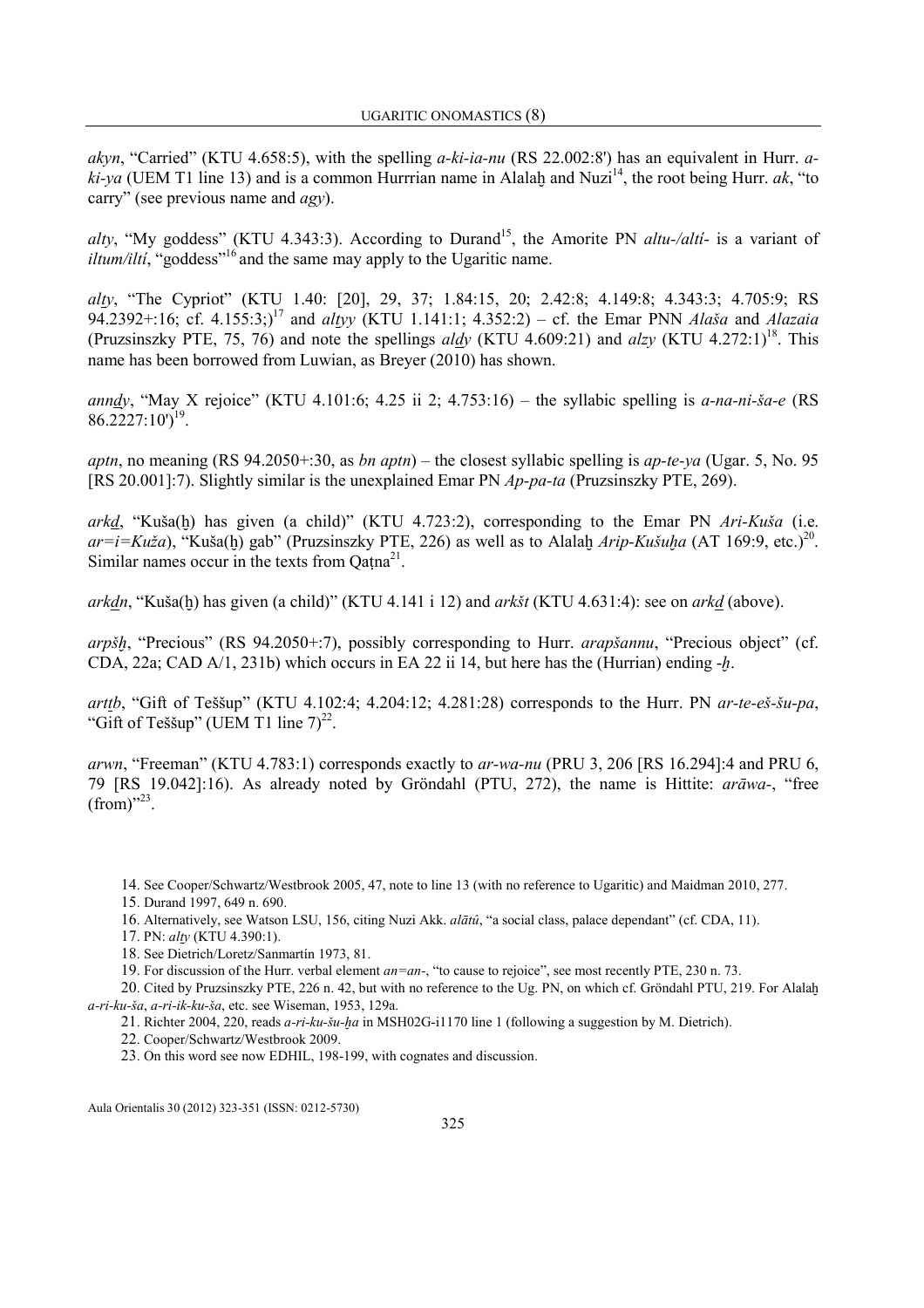*akyn*, "Carried" (KTU 4.658:5), with the spelling *a-ki-ia-nu* (RS 22.002:8') has an equivalent in Hurr. *a-ki-ya* (UEM T1 line 13) and is a common Hurrrian name in Alalaḫ and Nuzi[14], the root being Hurr. *ak*, "to carry" (see previous name and *agy*).

*alty*, "My goddess" (KTU 4.343:3). According to Durand[15], the Amorite PN *altu-/altí-* is a variant of *iltum/iltí*, "goddess"[16] and the same may apply to the Ugaritic name.

*alṯy*, "The Cypriot" (KTU 1.40: [20], 29, 37; 1.84:15, 20; 2.42:8; 4.149:8; 4.343:3; 4.705:9; RS 94.2392+:16; cf. 4.155:3;)[17] and *alṯyy* (KTU 1.141:1; 4.352:2) – cf. the Emar PNN *Alaša* and *Alazaia* (Pruzsinszky PTE, 75, 76) and note the spellings *alḏy* (KTU 4.609:21) and *alzy* (KTU 4.272:1)[18]. This name has been borrowed from Luwian, as Breyer (2010) has shown.

*annḏy*, "May X rejoice" (KTU 4.101:6; 4.25 ii 2; 4.753:16) – the syllabic spelling is *a-na-ni-ša-e* (RS 86.2227:10')[19].

*aptn*, no meaning (RS 94.2050+:30, as *bn aptn*) – the closest syllabic spelling is *ap-te-ya* (Ugar. 5, No. 95 [RS 20.001]:7). Slightly similar is the unexplained Emar PN *Ap-pa-ta* (Pruzsinszky PTE, 269).

*arkḏ*, "Kuša(ḫ) has given (a child)" (KTU 4.723:2), corresponding to the Emar PN *Ari-Kuša* (i.e. *ar=i=Kuža*), "Kuša(ḫ) gab" (Pruzsinszky PTE, 226) as well as to Alalaḫ *Arip-Kušuḫa* (AT 169:9, etc.)[20]. Similar names occur in the texts from Qaṭna[21].

*arkḏn*, "Kuša(ḫ) has given (a child)" (KTU 4.141 i 12) and *arkšt* (KTU 4.631:4): see on *arkḏ* (above).

*arpšḫ*, "Precious" (RS 94.2050+:7), possibly corresponding to Hurr. *arapšannu*, "Precious object" (cf. CDA, 22a; CAD A/1, 231b) which occurs in EA 22 ii 14, but here has the (Hurrian) ending *-ḫ*.

*artṯb*, "Gift of Teššup" (KTU 4.102:4; 4.204:12; 4.281:28) corresponds to the Hurr. PN *ar-te-eš-šu-pa*, "Gift of Teššup" (UEM T1 line 7)[22].

*arwn*, "Freeman" (KTU 4.783:1) corresponds exactly to *ar-wa-nu* (PRU 3, 206 [RS 16.294]:4 and PRU 6, 79 [RS 19.042]:16). As already noted by Gröndahl (PTU, 272), the name is Hittite: *arāwa-*, "free (from)"[23].

14. See Cooper/Schwartz/Westbrook 2005, 47, note to line 13 (with no reference to Ugaritic) and Maidman 2010, 277.

15. Durand 1997, 649 n. 690.

16. Alternatively, see Watson LSU, 156, citing Nuzi Akk. *alātû*, "a social class, palace dependant" (cf. CDA, 11).

17. PN: *alṯy* (KTU 4.390:1).

18. See Dietrich/Loretz/Sanmartín 1973, 81.

19. For discussion of the Hurr. verbal element *an=an-*, "to cause to rejoice", see most recently PTE, 230 n. 73.

20. Cited by Pruzsinszky PTE, 226 n. 42, but with no reference to the Ug. PN, on which cf. Gröndahl PTU, 219. For Alalaḫ *a-ri-ku-ša*, *a-ri-ik-ku-ša*, etc. see Wiseman, 1953, 129a.

21. Richter 2004, 220, reads *a-ri-ku-šu-ḫa* in MSH02G-i1170 line 1 (following a suggestion by M. Dietrich).

22. Cooper/Schwartz/Westbrook 2009.

23. On this word see now EDHIL, 198-199, with cognates and discussion.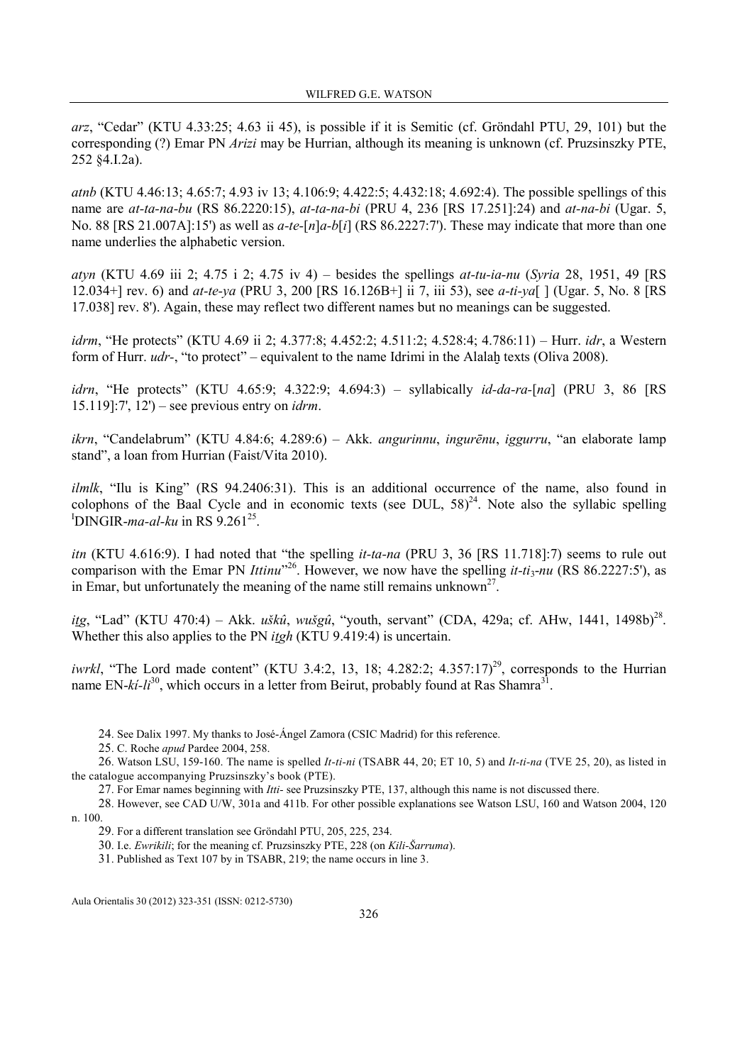*arz*, "Cedar" (KTU 4.33:25; 4.63 ii 45), is possible if it is Semitic (cf. Gröndahl PTU, 29, 101) but the corresponding (?) Emar PN *Arizi* may be Hurrian, although its meaning is unknown (cf. Pruzsinszky PTE, 252 §4.I.2a).

*atnb* (KTU 4.46:13; 4.65:7; 4.93 iv 13; 4.106:9; 4.422:5; 4.432:18; 4.692:4). The possible spellings of this name are *at-ta-na-bu* (RS 86.2220:15), *at-ta-na-bi* (PRU 4, 236 [RS 17.251]:24) and *at-na-bi* (Ugar. 5, No. 88 [RS 21.007A]:15') as well as *a-te-*[*n*]*a-b*[*i*] (RS 86.2227:7'). These may indicate that more than one name underlies the alphabetic version.

*atyn* (KTU 4.69 iii 2; 4.75 i 2; 4.75 iv 4) – besides the spellings *at-tu-ia-nu* (*Syria* 28, 1951, 49 [RS 12.034+] rev. 6) and *at-te-ya* (PRU 3, 200 [RS 16.126B+] ii 7, iii 53), see *a-ti-ya*[ ] (Ugar. 5, No. 8 [RS 17.038] rev. 8'). Again, these may reflect two different names but no meanings can be suggested.

*idrm*, "He protects" (KTU 4.69 ii 2; 4.377:8; 4.452:2; 4.511:2; 4.528:4; 4.786:11) – Hurr. *idr*, a Western form of Hurr. *udr*-, "to protect" – equivalent to the name Idrimi in the Alalaḫ texts (Oliva 2008).

*idrn*, "He protects" (KTU 4.65:9; 4.322:9; 4.694:3) – syllabically *id-da-ra-*[*na*] (PRU 3, 86 [RS 15.119]:7', 12') – see previous entry on *idrm*.

*ikrn*, "Candelabrum" (KTU 4.84:6; 4.289:6) – Akk. *angurinnu*, *ingurēnu*, *iggurru*, "an elaborate lamp stand", a loan from Hurrian (Faist/Vita 2010).

*ilmlk*, "Ilu is King" (RS 94.2406:31). This is an additional occurrence of the name, also found in colophons of the Baal Cycle and in economic texts (see DUL, 58)[24]. Note also the syllabic spelling ᴵDINGIR-*ma-al-ku* in RS 9.261[25].

*itn* (KTU 4.616:9). I had noted that "the spelling *it-ta-na* (PRU 3, 36 [RS 11.718]:7) seems to rule out comparison with the Emar PN *Ittinu*"[26]. However, we now have the spelling *it-ti₃-nu* (RS 86.2227:5'), as in Emar, but unfortunately the meaning of the name still remains unknown[27].

*iṯg*, "Lad" (KTU 470:4) – Akk. *uškû*, *wušgû*, "youth, servant" (CDA, 429a; cf. AHw, 1441, 1498b)[28]. Whether this also applies to the PN *iṯgh* (KTU 9.419:4) is uncertain.

*iwrkl*, "The Lord made content" (KTU 3.4:2, 13, 18; 4.282:2; 4.357:17)[29], corresponds to the Hurrian name EN-*kí-li*[30], which occurs in a letter from Beirut, probably found at Ras Shamra[31].

---

24. See Dalix 1997. My thanks to José-Ángel Zamora (CSIC Madrid) for this reference.

25. C. Roche *apud* Pardee 2004, 258.

26. Watson LSU, 159-160. The name is spelled *It-ti-ni* (TSABR 44, 20; ET 10, 5) and *It-ti-na* (TVE 25, 20), as listed in the catalogue accompanying Pruzsinszky's book (PTE).

27. For Emar names beginning with *Itti-* see Pruzsinszky PTE, 137, although this name is not discussed there.

28. However, see CAD U/W, 301a and 411b. For other possible explanations see Watson LSU, 160 and Watson 2004, 120 n. 100.

29. For a different translation see Gröndahl PTU, 205, 225, 234.

30. I.e. *Ewrikili*; for the meaning cf. Pruzsinszky PTE, 228 (on *Kili-Šarruma*).

31. Published as Text 107 by in TSABR, 219; the name occurs in line 3.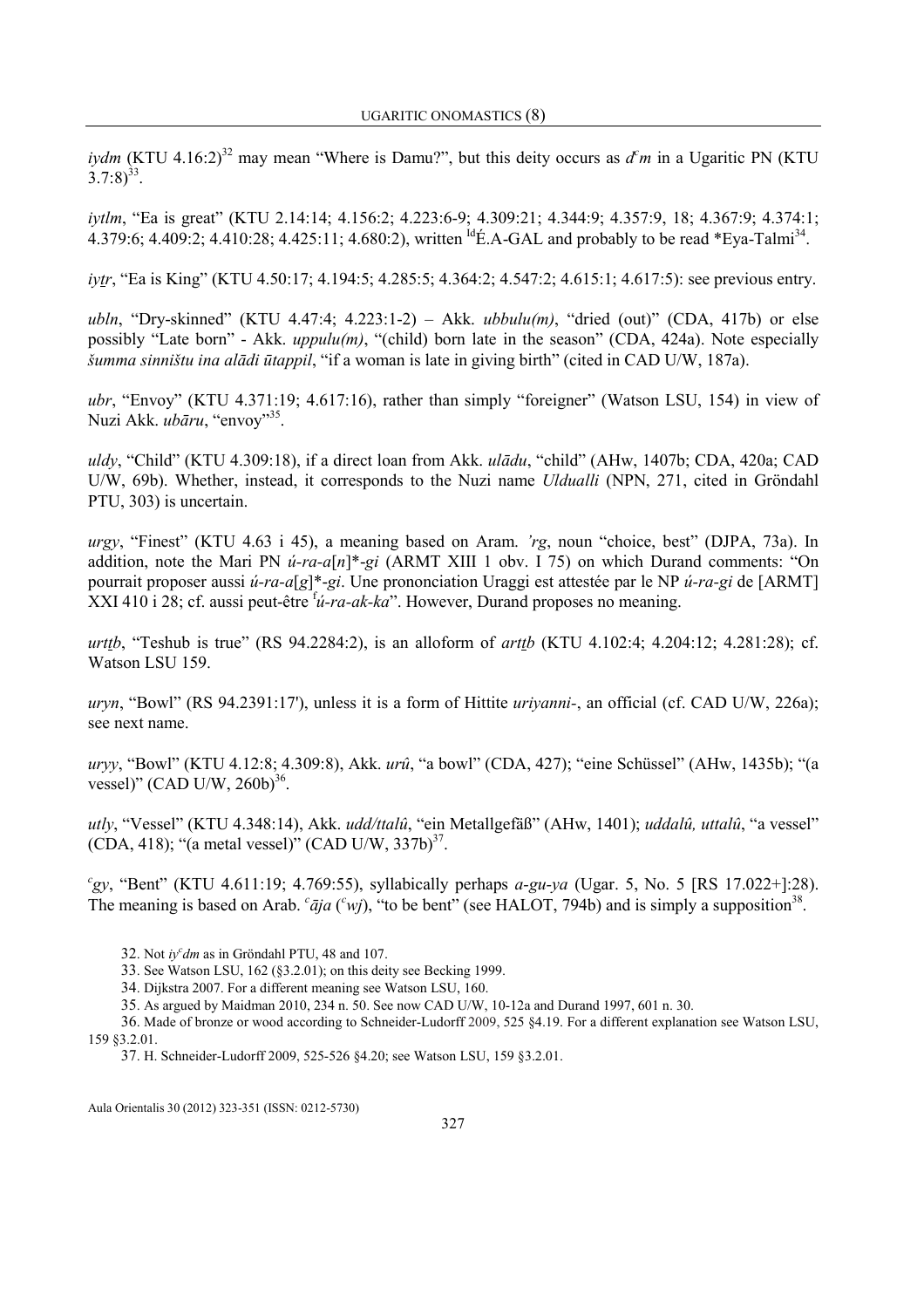*iydm* (KTU 4.16:2)[32] may mean "Where is Damu?", but this deity occurs as *dʿm* in a Ugaritic PN (KTU 3.7:8)[33].

*iytlm*, "Ea is great" (KTU 2.14:14; 4.156:2; 4.223:6-9; 4.309:21; 4.344:9; 4.357:9, 18; 4.367:9; 4.374:1; 4.379:6; 4.409:2; 4.410:28; 4.425:11; 4.680:2), written [Id]É.A-GAL and probably to be read *Eya-Talmi[34].

*iyṯr*, "Ea is King" (KTU 4.50:17; 4.194:5; 4.285:5; 4.364:2; 4.547:2; 4.615:1; 4.617:5): see previous entry.

*ubln*, "Dry-skinned" (KTU 4.47:4; 4.223:1-2) – Akk. *ubbulu(m)*, "dried (out)" (CDA, 417b) or else possibly "Late born" - Akk. *uppulu(m)*, "(child) born late in the season" (CDA, 424a). Note especially *šumma sinništu ina alādi ūtappil*, "if a woman is late in giving birth" (cited in CAD U/W, 187a).

*ubr*, "Envoy" (KTU 4.371:19; 4.617:16), rather than simply "foreigner" (Watson LSU, 154) in view of Nuzi Akk. *ubāru*, "envoy"[35].

*uldy*, "Child" (KTU 4.309:18), if a direct loan from Akk. *ulādu*, "child" (AHw, 1407b; CDA, 420a; CAD U/W, 69b). Whether, instead, it corresponds to the Nuzi name *Uldualli* (NPN, 271, cited in Gröndahl PTU, 303) is uncertain.

*urgy*, "Finest" (KTU 4.63 i 45), a meaning based on Aram. *'rg*, noun "choice, best" (DJPA, 73a). In addition, note the Mari PN *ú-ra-a*[*n*]*-*gi* (ARMT XIII 1 obv. I 75) on which Durand comments: "On pourrait proposer aussi *ú-ra-a*[*g*]*-*gi*. Une prononciation Uraggi est attestée par le NP *ú-ra-gi* de [ARMT] XXI 410 i 28; cf. aussi peut-être [f]*ú-ra-ak-ka*". However, Durand proposes no meaning.

*urtṯb*, "Teshub is true" (RS 94.2284:2), is an alloform of *artṯb* (KTU 4.102:4; 4.204:12; 4.281:28); cf. Watson LSU 159.

*uryn*, "Bowl" (RS 94.2391:17'), unless it is a form of Hittite *uriyanni*-, an official (cf. CAD U/W, 226a); see next name.

*uryy*, "Bowl" (KTU 4.12:8; 4.309:8), Akk. *urû*, "a bowl" (CDA, 427); "eine Schüssel" (AHw, 1435b); "(a vessel)" (CAD U/W, 260b)[36].

*utly*, "Vessel" (KTU 4.348:14), Akk. *udd/ttalû*, "ein Metallgefäß" (AHw, 1401); *uddalû, uttalû*, "a vessel" (CDA, 418); "(a metal vessel)" (CAD U/W, 337b)[37].

*ʿgy*, "Bent" (KTU 4.611:19; 4.769:55), syllabically perhaps *a-gu-ya* (Ugar. 5, No. 5 [RS 17.022+]:28). The meaning is based on Arab. *ʿāja* (*ʿwj*), "to be bent" (see HALOT, 794b) and is simply a supposition[38].

32. Not *iyʿdm* as in Gröndahl PTU, 48 and 107.

33. See Watson LSU, 162 (§3.2.01); on this deity see Becking 1999.

34. Dijkstra 2007. For a different meaning see Watson LSU, 160.

35. As argued by Maidman 2010, 234 n. 50. See now CAD U/W, 10-12a and Durand 1997, 601 n. 30.

36. Made of bronze or wood according to Schneider-Ludorff 2009, 525 §4.19. For a different explanation see Watson LSU, 159 §3.2.01.

37. H. Schneider-Ludorff 2009, 525-526 §4.20; see Watson LSU, 159 §3.2.01.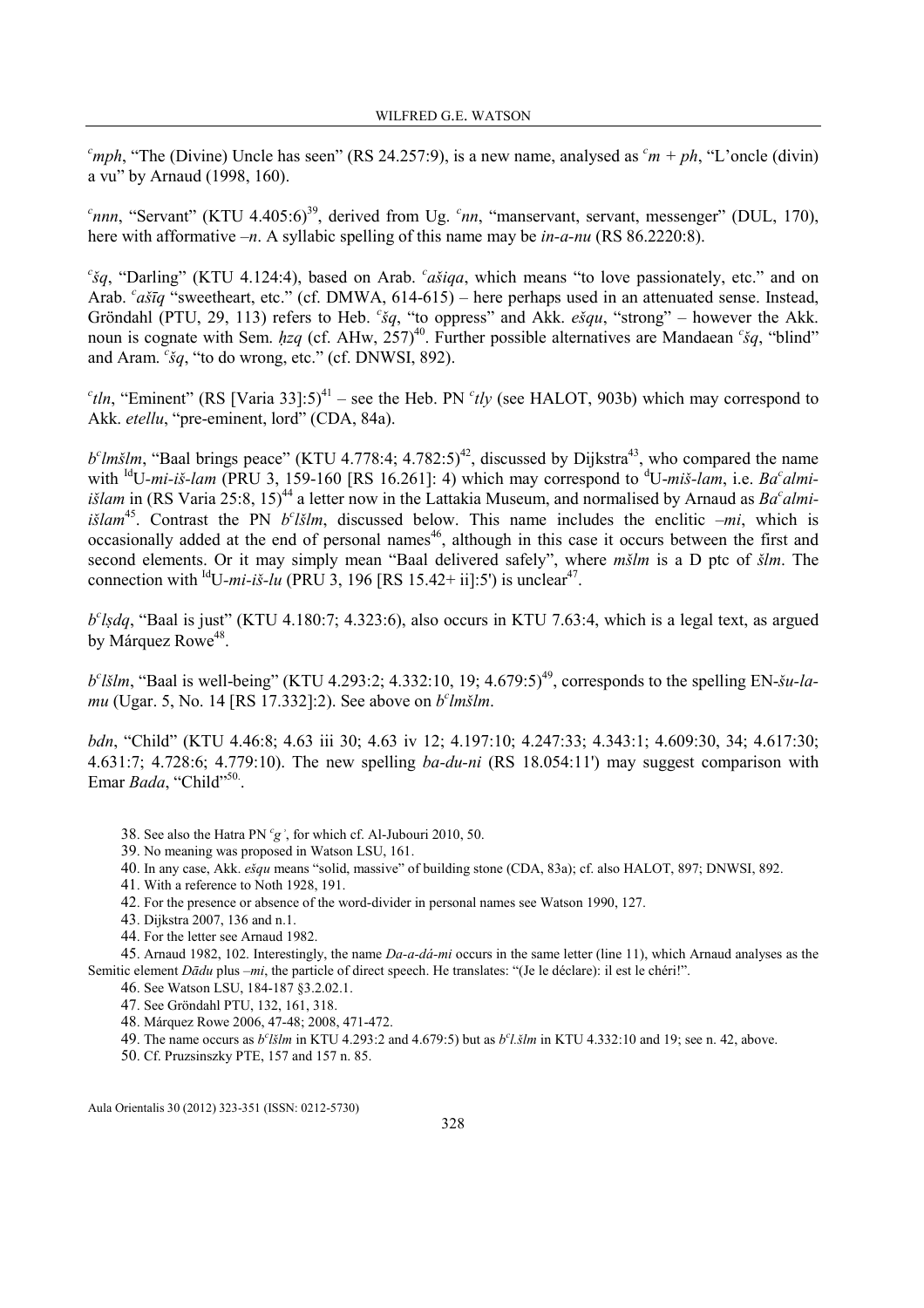*ᶜmph*, "The (Divine) Uncle has seen" (RS 24.257:9), is a new name, analysed as *ᶜm + ph*, "L'oncle (divin) a vu" by Arnaud (1998, 160).

*ᶜnnn*, "Servant" (KTU 4.405:6)[39], derived from Ug. *ᶜnn*, "manservant, servant, messenger" (DUL, 170), here with afformative *–n*. A syllabic spelling of this name may be *in-a-nu* (RS 86.2220:8).

*ᶜšq*, "Darling" (KTU 4.124:4), based on Arab. *ᶜašiqa*, which means "to love passionately, etc." and on Arab. *ᶜašīq* "sweetheart, etc." (cf. DMWA, 614-615) – here perhaps used in an attenuated sense. Instead, Gröndahl (PTU, 29, 113) refers to Heb. *ᶜšq*, "to oppress" and Akk. *ešqu*, "strong" – however the Akk. noun is cognate with Sem. *ḥzq* (cf. AHw, 257)[40]. Further possible alternatives are Mandaean *ᶜšq*, "blind" and Aram. *ᶜšq*, "to do wrong, etc." (cf. DNWSI, 892).

*ᶜtln*, "Eminent" (RS [Varia 33]:5)[41] – see the Heb. PN *ᶜtly* (see HALOT, 903b) which may correspond to Akk. *etellu*, "pre-eminent, lord" (CDA, 84a).

*bᶜlmšlm*, "Baal brings peace" (KTU 4.778:4; 4.782:5)[42], discussed by Dijkstra[43], who compared the name with ᴵᵈU-*mi-iš-lam* (PRU 3, 159-160 [RS 16.261]: 4) which may correspond to ᵈU-*miš-lam*, i.e. *Baᶜalmi-išlam* in (RS Varia 25:8, 15)[44] a letter now in the Lattakia Museum, and normalised by Arnaud as *Baᶜalmi-išlam*[45]. Contrast the PN *bᶜlšlm*, discussed below. This name includes the enclitic *–mi*, which is occasionally added at the end of personal names[46], although in this case it occurs between the first and second elements. Or it may simply mean "Baal delivered safely", where *mšlm* is a D ptc of *šlm*. The connection with ᴵᵈU-*mi-iš-lu* (PRU 3, 196 [RS 15.42+ ii]:5') is unclear[47].

*bᶜlṣdq*, "Baal is just" (KTU 4.180:7; 4.323:6), also occurs in KTU 7.63:4, which is a legal text, as argued by Márquez Rowe[48].

*bᶜlšlm*, "Baal is well-being" (KTU 4.293:2; 4.332:10, 19; 4.679:5)[49], corresponds to the spelling EN-*šu-la-mu* (Ugar. 5, No. 14 [RS 17.332]:2). See above on *bᶜlmšlm*.

*bdn*, "Child" (KTU 4.46:8; 4.63 iii 30; 4.63 iv 12; 4.197:10; 4.247:33; 4.343:1; 4.609:30, 34; 4.617:30; 4.631:7; 4.728:6; 4.779:10). The new spelling *ba-du-ni* (RS 18.054:11') may suggest comparison with Emar *Bada*, "Child"[50].

38. See also the Hatra PN *ᶜgʾ*, for which cf. Al-Jubouri 2010, 50.

39. No meaning was proposed in Watson LSU, 161.

40. In any case, Akk. *ešqu* means "solid, massive" of building stone (CDA, 83a); cf. also HALOT, 897; DNWSI, 892.

41. With a reference to Noth 1928, 191.

42. For the presence or absence of the word-divider in personal names see Watson 1990, 127.

43. Dijkstra 2007, 136 and n.1.

44. For the letter see Arnaud 1982.

45. Arnaud 1982, 102. Interestingly, the name *Da-a-dá-mi* occurs in the same letter (line 11), which Arnaud analyses as the Semitic element *Dādu* plus *–mi*, the particle of direct speech. He translates: "(Je le déclare): il est le chéri!".

46. See Watson LSU, 184-187 §3.2.02.1.

47. See Gröndahl PTU, 132, 161, 318.

48. Márquez Rowe 2006, 47-48; 2008, 471-472.

49. The name occurs as *bᶜlšlm* in KTU 4.293:2 and 4.679:5) but as *bᶜl.šlm* in KTU 4.332:10 and 19; see n. 42, above.

50. Cf. Pruzsinszky PTE, 157 and 157 n. 85.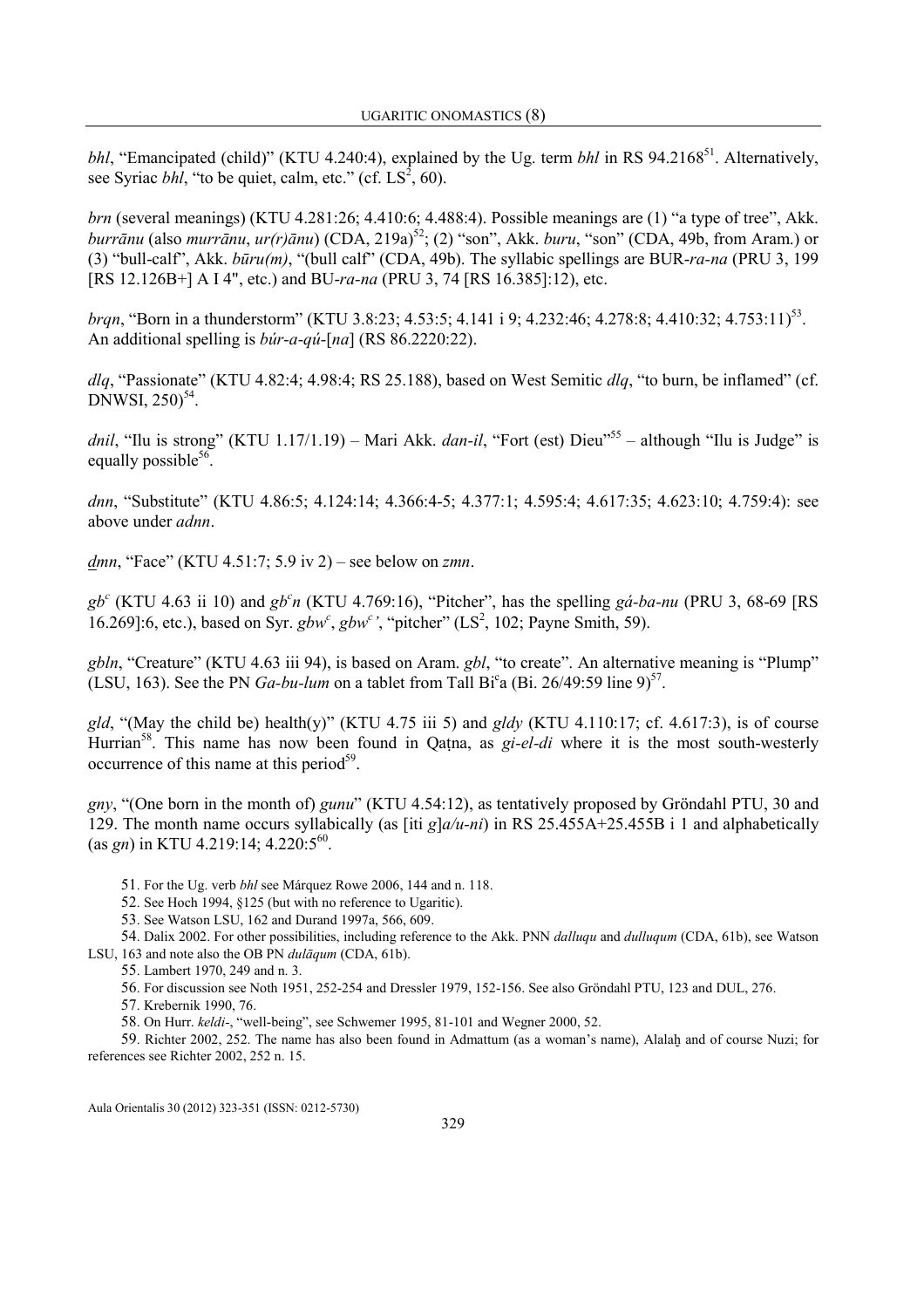*bhl*, "Emancipated (child)" (KTU 4.240:4), explained by the Ug. term *bhl* in RS 94.2168[51]. Alternatively, see Syriac *bhl*, "to be quiet, calm, etc." (cf. LS², 60).

*brn* (several meanings) (KTU 4.281:26; 4.410:6; 4.488:4). Possible meanings are (1) "a type of tree", Akk. *burrānu* (also *murrānu*, *ur(r)ānu*) (CDA, 219a)[52]; (2) "son", Akk. *buru*, "son" (CDA, 49b, from Aram.) or (3) "bull-calf", Akk. *būru(m)*, "(bull calf" (CDA, 49b). The syllabic spellings are BUR-*ra-na* (PRU 3, 199 [RS 12.126B+] A I 4", etc.) and BU-*ra-na* (PRU 3, 74 [RS 16.385]:12), etc.

*brqn*, "Born in a thunderstorm" (KTU 3.8:23; 4.53:5; 4.141 i 9; 4.232:46; 4.278:8; 4.410:32; 4.753:11)[53]. An additional spelling is *búr-a-qú-*[*na*] (RS 86.2220:22).

*dlq*, "Passionate" (KTU 4.82:4; 4.98:4; RS 25.188), based on West Semitic *dlq*, "to burn, be inflamed" (cf. DNWSI, 250)[54].

*dnil*, "Ilu is strong" (KTU 1.17/1.19) – Mari Akk. *dan-il*, "Fort (est) Dieu"[55] – although "Ilu is Judge" is equally possible[56].

*dnn*, "Substitute" (KTU 4.86:5; 4.124:14; 4.366:4-5; 4.377:1; 4.595:4; 4.617:35; 4.623:10; 4.759:4): see above under *adnn*.

*d̲mn*, "Face" (KTU 4.51:7; 5.9 iv 2) – see below on *zmn*.

*gbᶜ* (KTU 4.63 ii 10) and *gbᶜn* (KTU 4.769:16), "Pitcher", has the spelling *gá-ba-nu* (PRU 3, 68-69 [RS 16.269]:6, etc.), based on Syr. *gbwᶜ*, *gbwᶜ'*, "pitcher" (LS², 102; Payne Smith, 59).

*gbln*, "Creature" (KTU 4.63 iii 94), is based on Aram. *gbl*, "to create". An alternative meaning is "Plump" (LSU, 163). See the PN *Ga-bu-lum* on a tablet from Tall Biᶜa (Bi. 26/49:59 line 9)[57].

*gld*, "(May the child be) health(y)" (KTU 4.75 iii 5) and *gldy* (KTU 4.110:17; cf. 4.617:3), is of course Hurrian[58]. This name has now been found in Qaṭna, as *gi-el-di* where it is the most south-westerly occurrence of this name at this period[59].

*gny*, "(One born in the month of) *gunu*" (KTU 4.54:12), as tentatively proposed by Gröndahl PTU, 30 and 129. The month name occurs syllabically (as [iti *g*]*a/u-ni*) in RS 25.455A+25.455B i 1 and alphabetically (as *gn*) in KTU 4.219:14; 4.220:5[60].

51. For the Ug. verb *bhl* see Márquez Rowe 2006, 144 and n. 118.

52. See Hoch 1994, §125 (but with no reference to Ugaritic).

53. See Watson LSU, 162 and Durand 1997a, 566, 609.

54. Dalix 2002. For other possibilities, including reference to the Akk. PNN *dalluqu* and *dulluqum* (CDA, 61b), see Watson LSU, 163 and note also the OB PN *dulāqum* (CDA, 61b).

55. Lambert 1970, 249 and n. 3.

56. For discussion see Noth 1951, 252-254 and Dressler 1979, 152-156. See also Gröndahl PTU, 123 and DUL, 276.

57. Krebernik 1990, 76.

58. On Hurr. *keldi-*, "well-being", see Schwemer 1995, 81-101 and Wegner 2000, 52.

59. Richter 2002, 252. The name has also been found in Admattum (as a woman's name), Alalaḫ and of course Nuzi; for references see Richter 2002, 252 n. 15.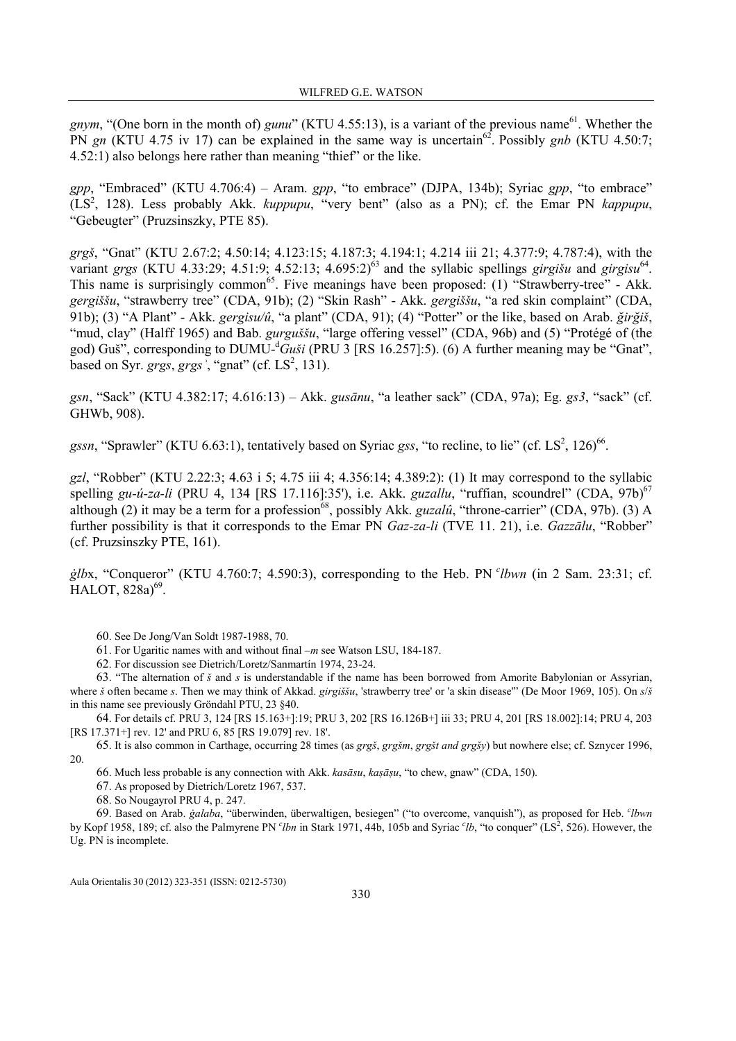*gnym*, "(One born in the month of) *gunu*" (KTU 4.55:13), is a variant of the previous name[61]. Whether the PN *gn* (KTU 4.75 iv 17) can be explained in the same way is uncertain[62]. Possibly *gnb* (KTU 4.50:7; 4.52:1) also belongs here rather than meaning "thief" or the like.

*gpp*, "Embraced" (KTU 4.706:4) – Aram. *gpp*, "to embrace" (DJPA, 134b); Syriac *gpp*, "to embrace" (LS$^2$, 128). Less probably Akk. *kuppupu*, "very bent" (also as a PN); cf. the Emar PN *kappupu*, "Gebeugter" (Pruzsinszky, PTE 85).

*grgš*, "Gnat" (KTU 2.67:2; 4.50:14; 4.123:15; 4.187:3; 4.194:1; 4.214 iii 21; 4.377:9; 4.787:4), with the variant *grgs* (KTU 4.33:29; 4.51:9; 4.52:13; 4.695:2)[63] and the syllabic spellings *girgišu* and *girgisu*[64]. This name is surprisingly common[65]. Five meanings have been proposed: (1) "Strawberry-tree" - Akk. *gergiššu*, "strawberry tree" (CDA, 91b); (2) "Skin Rash" - Akk. *gergiššu*, "a red skin complaint" (CDA, 91b); (3) "A Plant" - Akk. *gergisu/û*, "a plant" (CDA, 91); (4) "Potter" or the like, based on Arab. *ğirğiš*, "mud, clay" (Halff 1965) and Bab. *gurguššu*, "large offering vessel" (CDA, 96b) and (5) "Protégé of (the god) Guš", corresponding to DUMU-$^{d}$*Guši* (PRU 3 [RS 16.257]:5). (6) A further meaning may be "Gnat", based on Syr. *grgs*, *grgsʾ*, "gnat" (cf. LS$^2$, 131).

*gsn*, "Sack" (KTU 4.382:17; 4.616:13) – Akk. *gusānu*, "a leather sack" (CDA, 97a); Eg. *gs3*, "sack" (cf. GHWb, 908).

*gssn*, "Sprawler" (KTU 6.63:1), tentatively based on Syriac *gss*, "to recline, to lie" (cf. LS$^2$, 126)[66].

*gzl*, "Robber" (KTU 2.22:3; 4.63 i 5; 4.75 iii 4; 4.356:14; 4.389:2): (1) It may correspond to the syllabic spelling *gu-ú-za-li* (PRU 4, 134 [RS 17.116]:35'), i.e. Akk. *guzallu*, "ruffian, scoundrel" (CDA, 97b)[67] although (2) it may be a term for a profession[68], possibly Akk. *guzalû*, "throne-carrier" (CDA, 97b). (3) A further possibility is that it corresponds to the Emar PN *Gaz-za-li* (TVE 11. 21), i.e. *Gazzālu*, "Robber" (cf. Pruzsinszky PTE, 161).

*ġlb*x, "Conqueror" (KTU 4.760:7; 4.590:3), corresponding to the Heb. PN *ʿlbwn* (in 2 Sam. 23:31; cf. HALOT, 828a)[69].

60. See De Jong/Van Soldt 1987-1988, 70.

61. For Ugaritic names with and without final –*m* see Watson LSU, 184-187.

62. For discussion see Dietrich/Loretz/Sanmartín 1974, 23-24.

63. "The alternation of *š* and *s* is understandable if the name has been borrowed from Amorite Babylonian or Assyrian, where *š* often became *s*. Then we may think of Akkad. *girgiššu*, 'strawberry tree' or 'a skin disease'" (De Moor 1969, 105). On *s/š* in this name see previously Gröndahl PTU, 23 §40.

64. For details cf. PRU 3, 124 [RS 15.163+]:19; PRU 3, 202 [RS 16.126B+] iii 33; PRU 4, 201 [RS 18.002]:14; PRU 4, 203 [RS 17.371+] rev. 12' and PRU 6, 85 [RS 19.079] rev. 18'.

65. It is also common in Carthage, occurring 28 times (as *grgš*, *grgšm*, *grgšt and grgšy*) but nowhere else; cf. Sznycer 1996, 20.

66. Much less probable is any connection with Akk. *kasāsu*, *kaṣāṣu*, "to chew, gnaw" (CDA, 150).

67. As proposed by Dietrich/Loretz 1967, 537.

68. So Nougayrol PRU 4, p. 247.

69. Based on Arab. *ġalaba*, "überwinden, überwaltigen, besiegen" ("to overcome, vanquish"), as proposed for Heb. *ʿlbwn* by Kopf 1958, 189; cf. also the Palmyrene PN *ʿlbn* in Stark 1971, 44b, 105b and Syriac *ʿlb*, "to conquer" (LS$^2$, 526). However, the Ug. PN is incomplete.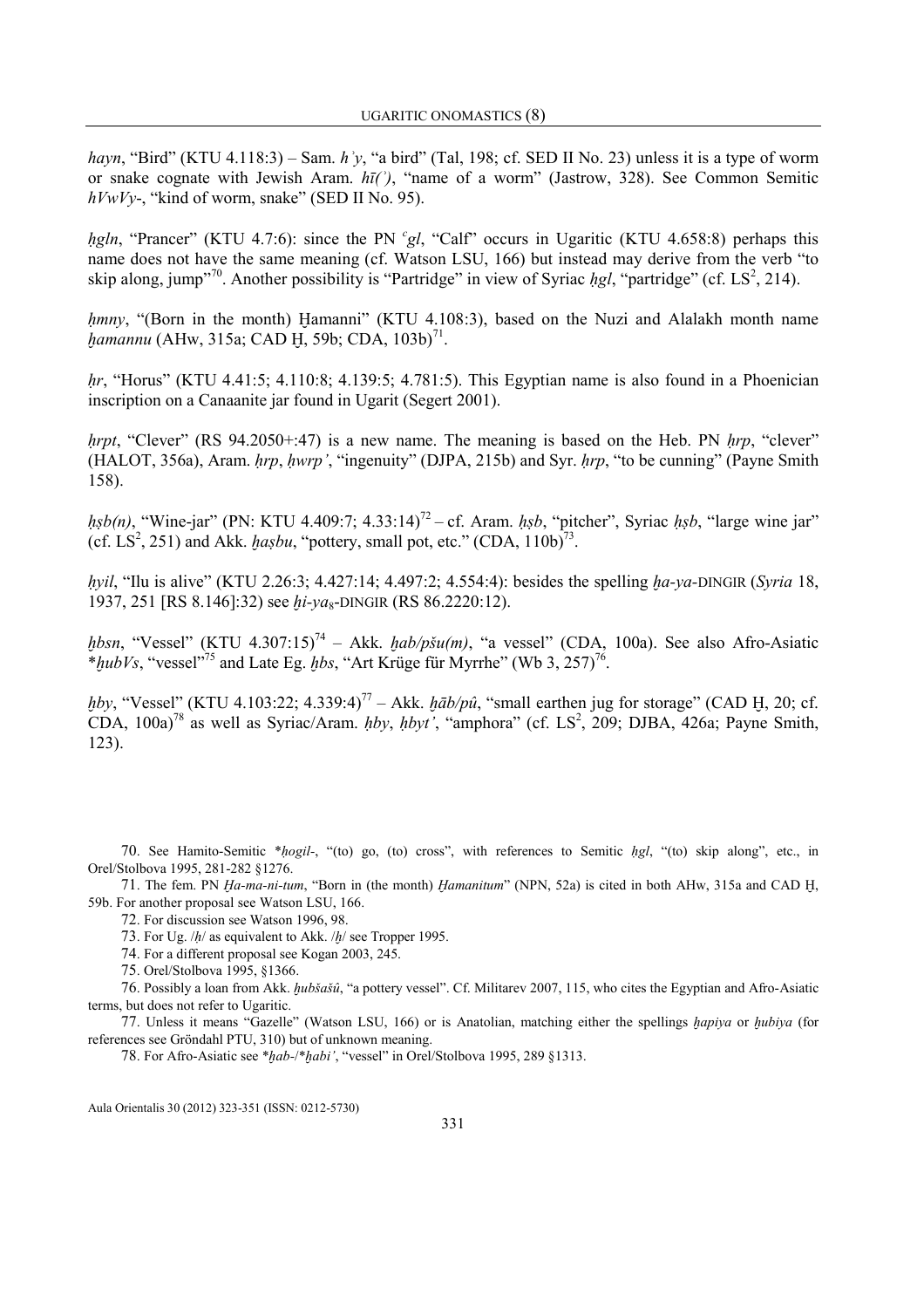*hayn*, "Bird" (KTU 4.118:3) – Sam. *hʾy*, "a bird" (Tal, 198; cf. SED II No. 23) unless it is a type of worm or snake cognate with Jewish Aram. *hī(ʾ)*, "name of a worm" (Jastrow, 328). See Common Semitic *hVwVy-*, "kind of worm, snake" (SED II No. 95).

*ḥgln*, "Prancer" (KTU 4.7:6): since the PN *ʿgl*, "Calf" occurs in Ugaritic (KTU 4.658:8) perhaps this name does not have the same meaning (cf. Watson LSU, 166) but instead may derive from the verb "to skip along, jump"[70]. Another possibility is "Partridge" in view of Syriac *ḥgl*, "partridge" (cf. LS[2], 214).

*ḥmny*, "(Born in the month) Ḫamanni" (KTU 4.108:3), based on the Nuzi and Alalakh month name *ḫamannu* (AHw, 315a; CAD Ḫ, 59b; CDA, 103b)[71].

*ḥr*, "Horus" (KTU 4.41:5; 4.110:8; 4.139:5; 4.781:5). This Egyptian name is also found in a Phoenician inscription on a Canaanite jar found in Ugarit (Segert 2001).

*ḥrpt*, "Clever" (RS 94.2050+:47) is a new name. The meaning is based on the Heb. PN *ḥrp*, "clever" (HALOT, 356a), Aram. *ḥrp*, *ḥwrpʾ*, "ingenuity" (DJPA, 215b) and Syr. *ḥrp*, "to be cunning" (Payne Smith 158).

*ḥṣb(n)*, "Wine-jar" (PN: KTU 4.409:7; 4.33:14)[72] – cf. Aram. *ḥṣb*, "pitcher", Syriac *ḥṣb*, "large wine jar" (cf. LS[2], 251) and Akk. *ḫaṣbu*, "pottery, small pot, etc." (CDA, 110b)[73].

*ḥyil*, "Ilu is alive" (KTU 2.26:3; 4.427:14; 4.497:2; 4.554:4): besides the spelling *ḫa-ya-*DINGIR (*Syria* 18, 1937, 251 [RS 8.146]:32) see *ḫi-ya*$_8$-DINGIR (RS 86.2220:12).

*ḫbsn*, "Vessel" (KTU 4.307:15)[74] – Akk. *ḫab/pšu(m)*, "a vessel" (CDA, 100a). See also Afro-Asiatic *\*ḫubVs*, "vessel"[75] and Late Eg. *ḫbs*, "Art Krüge für Myrrhe" (Wb 3, 257)[76].

*ḫby*, "Vessel" (KTU 4.103:22; 4.339:4)[77] – Akk. *ḫāb/pû*, "small earthen jug for storage" (CAD Ḫ, 20; cf. CDA, 100a)[78] as well as Syriac/Aram. *ḥby*, *ḥbytʾ*, "amphora" (cf. LS[2], 209; DJBA, 426a; Payne Smith, 123).

---

70. See Hamito-Semitic *\*ḥogil-*, "(to) go, (to) cross", with references to Semitic *ḥgl*, "(to) skip along", etc., in Orel/Stolbova 1995, 281-282 §1276.

71. The fem. PN *Ḫa-ma-ni-tum*, "Born in (the month) *Ḫamanitum*" (NPN, 52a) is cited in both AHw, 315a and CAD Ḫ, 59b. For another proposal see Watson LSU, 166.

72. For discussion see Watson 1996, 98.

73. For Ug. /*ḥ*/ as equivalent to Akk. /*ḫ*/ see Tropper 1995.

74. For a different proposal see Kogan 2003, 245.

75. Orel/Stolbova 1995, §1366.

76. Possibly a loan from Akk. *ḫubšašû*, "a pottery vessel". Cf. Militarev 2007, 115, who cites the Egyptian and Afro-Asiatic terms, but does not refer to Ugaritic.

77. Unless it means "Gazelle" (Watson LSU, 166) or is Anatolian, matching either the spellings *ḫapiya* or *ḫubiya* (for references see Gröndahl PTU, 310) but of unknown meaning.

78. For Afro-Asiatic see *\*ḫab-*/*\*ḫabiʾ*, "vessel" in Orel/Stolbova 1995, 289 §1313.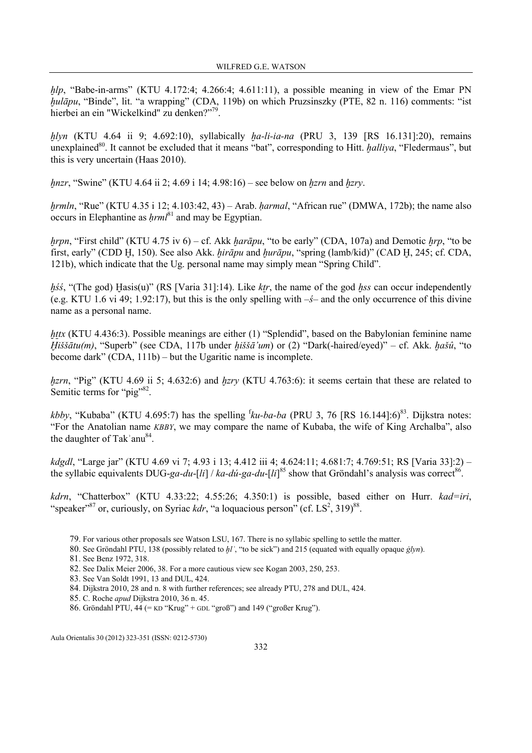*ḫlp*, "Babe-in-arms" (KTU 4.172:4; 4.266:4; 4.611:11), a possible meaning in view of the Emar PN *ḫulāpu*, "Binde", lit. "a wrapping" (CDA, 119b) on which Pruzsinszky (PTE, 82 n. 116) comments: "ist hierbei an ein "Wickelkind" zu denken?"[79].

*ḫlyn* (KTU 4.64 ii 9; 4.692:10), syllabically *ḫa-li-ia-na* (PRU 3, 139 [RS 16.131]:20), remains unexplained[80]. It cannot be excluded that it means "bat", corresponding to Hitt. *ḫalliya*, "Fledermaus", but this is very uncertain (Haas 2010).

*ḫnzr*, "Swine" (KTU 4.64 ii 2; 4.69 i 14; 4.98:16) – see below on *ḫzrn* and *ḫzry*.

*ḫrmln*, "Rue" (KTU 4.35 i 12; 4.103:42, 43) – Arab. *ḥarmal*, "African rue" (DMWA, 172b); the name also occurs in Elephantine as *ḥrml*[81] and may be Egyptian.

*ḫrpn*, "First child" (KTU 4.75 iv 6) – cf. Akk *ḫarāpu*, "to be early" (CDA, 107a) and Demotic *ḫrp*, "to be first, early" (CDD Ḫ, 150). See also Akk. *ḫirāpu* and *ḫurāpu*, "spring (lamb/kid)" (CAD Ḫ, 245; cf. CDA, 121b), which indicate that the Ug. personal name may simply mean "Spring Child".

*ḫśś*, "(The god) Ḫasis(u)" (RS [Varia 31]:14). Like *kṯr*, the name of the god *ḫss* can occur independently (e.g. KTU 1.6 vi 49; 1.92:17), but this is the only spelling with *–ś–* and the only occurrence of this divine name as a personal name.

*ḫttx* (KTU 4.436:3). Possible meanings are either (1) "Splendid", based on the Babylonian feminine name *Ḫiššātu(m)*, "Superb" (see CDA, 117b under *ḫiššā'um*) or (2) "Dark(-haired/eyed)" – cf. Akk. *ḫašû*, "to become dark" (CDA, 111b) – but the Ugaritic name is incomplete.

*ḫzrn*, "Pig" (KTU 4.69 ii 5; 4.632:6) and *ḫzry* (KTU 4.763:6): it seems certain that these are related to Semitic terms for "pig"[82].

*kbby*, "Kubaba" (KTU 4.695:7) has the spelling ᶠ*ku-ba-ba* (PRU 3, 76 [RS 16.144]:6)[83]. Dijkstra notes: "For the Anatolian name *KBBY*, we may compare the name of Kubaba, the wife of King Archalba", also the daughter of Takʾanu[84].

*kdgdl*, "Large jar" (KTU 4.69 vi 7; 4.93 i 13; 4.412 iii 4; 4.624:11; 4.681:7; 4.769:51; RS [Varia 33]:2) – the syllabic equivalents DUG-*ga-du*-[*li*] / *ka-dú-ga-du*-[*li*][85] show that Gröndahl's analysis was correct[86].

*kdrn*, "Chatterbox" (KTU 4.33:22; 4.55:26; 4.350:1) is possible, based either on Hurr. *kad=iri*, "speaker"[87] or, curiously, on Syriac *kdr*, "a loquacious person" (cf. LS², 319)[88].

79. For various other proposals see Watson LSU, 167. There is no syllabic spelling to settle the matter.

80. See Gröndahl PTU, 138 (possibly related to *ḫlʾ*, "to be sick") and 215 (equated with equally opaque *ġlyn*).

81. See Benz 1972, 318.

82. See Dalix Meier 2006, 38. For a more cautious view see Kogan 2003, 250, 253.

83. See Van Soldt 1991, 13 and DUL, 424.

84. Dijkstra 2010, 28 and n. 8 with further references; see already PTU, 278 and DUL, 424.

85. C. Roche *apud* Dijkstra 2010, 36 n. 45.

86. Gröndahl PTU, 44 (= KD "Krug" + GDL "groß") and 149 ("großer Krug").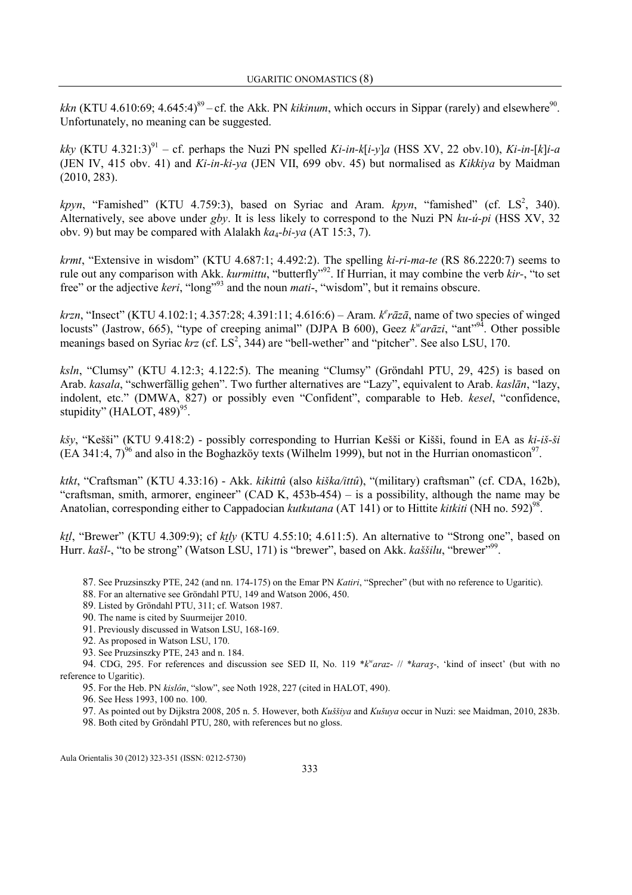*kkn* (KTU 4.610:69; 4.645:4)[89] – cf. the Akk. PN *kikinum*, which occurs in Sippar (rarely) and elsewhere[90]. Unfortunately, no meaning can be suggested.

*kky* (KTU 4.321:3)[91] – cf. perhaps the Nuzi PN spelled *Ki-in-k*[*i-y*]*a* (HSS XV, 22 obv.10), *Ki-in-*[*k*]*i-a* (JEN IV, 415 obv. 41) and *Ki-in-ki-ya* (JEN VII, 699 obv. 45) but normalised as *Kikkiya* by Maidman (2010, 283).

*kpyn*, "Famished" (KTU 4.759:3), based on Syriac and Aram. *kpyn*, "famished" (cf. LS², 340). Alternatively, see above under *gby*. It is less likely to correspond to the Nuzi PN *ku-ú-pi* (HSS XV, 32 obv. 9) but may be compared with Alalakh *ka₄-bi-ya* (AT 15:3, 7).

*krmt*, "Extensive in wisdom" (KTU 4.687:1; 4.492:2). The spelling *ki-ri-ma-te* (RS 86.2220:7) seems to rule out any comparison with Akk. *kurmittu*, "butterfly"[92]. If Hurrian, it may combine the verb *kir-*, "to set free" or the adjective *keri*, "long"[93] and the noun *mati-*, "wisdom", but it remains obscure.

*krzn*, "Insect" (KTU 4.102:1; 4.357:28; 4.391:11; 4.616:6) – Aram. *kᵉrāzā*, name of two species of winged locusts" (Jastrow, 665), "type of creeping animal" (DJPA B 600), Geez *kʷarāzi*, "ant"[94]. Other possible meanings based on Syriac *krz* (cf. LS², 344) are "bell-wether" and "pitcher". See also LSU, 170.

*ksln*, "Clumsy" (KTU 4.12:3; 4.122:5). The meaning "Clumsy" (Gröndahl PTU, 29, 425) is based on Arab. *kasala*, "schwerfällig gehen". Two further alternatives are "Lazy", equivalent to Arab. *kaslān*, "lazy, indolent, etc." (DMWA, 827) or possibly even "Confident", comparable to Heb. *kesel*, "confidence, stupidity" (HALOT, 489)[95].

*kšy*, "Kešši" (KTU 9.418:2) - possibly corresponding to Hurrian Kešši or Kišši, found in EA as *ki-iš-ši* (EA 341:4, 7)[96] and also in the Boghazköy texts (Wilhelm 1999), but not in the Hurrian onomasticon[97].

*ktkt*, "Craftsman" (KTU 4.33:16) - Akk. *kikittû* (also *kiška/ittû*), "(military) craftsman" (cf. CDA, 162b), "craftsman, smith, armorer, engineer" (CAD K, 453b-454) – is a possibility, although the name may be Anatolian, corresponding either to Cappadocian *kutkutana* (AT 141) or to Hittite *kitkiti* (NH no. 592)[98].

*kṯl*, "Brewer" (KTU 4.309:9); cf *kṯly* (KTU 4.55:10; 4.611:5). An alternative to "Strong one", based on Hurr. *kašl-*, "to be strong" (Watson LSU, 171) is "brewer", based on Akk. *kaššilu*, "brewer"[99].

87. See Pruzsinszky PTE, 242 (and nn. 174-175) on the Emar PN *Katiri*, "Sprecher" (but with no reference to Ugaritic).

88. For an alternative see Gröndahl PTU, 149 and Watson 2006, 450.

89. Listed by Gröndahl PTU, 311; cf. Watson 1987.

90. The name is cited by Suurmeijer 2010.

91. Previously discussed in Watson LSU, 168-169.

92. As proposed in Watson LSU, 170.

93. See Pruzsinszky PTE, 243 and n. 184.

94. CDG, 295. For references and discussion see SED II, No. 119 *\*kʷaraz-* // *\*karaʒ-*, 'kind of insect' (but with no reference to Ugaritic).

95. For the Heb. PN *kislôn*, "slow", see Noth 1928, 227 (cited in HALOT, 490).

96. See Hess 1993, 100 no. 100.

97. As pointed out by Dijkstra 2008, 205 n. 5. However, both *Kuššiya* and *Kušuya* occur in Nuzi: see Maidman, 2010, 283b.

98. Both cited by Gröndahl PTU, 280, with references but no gloss.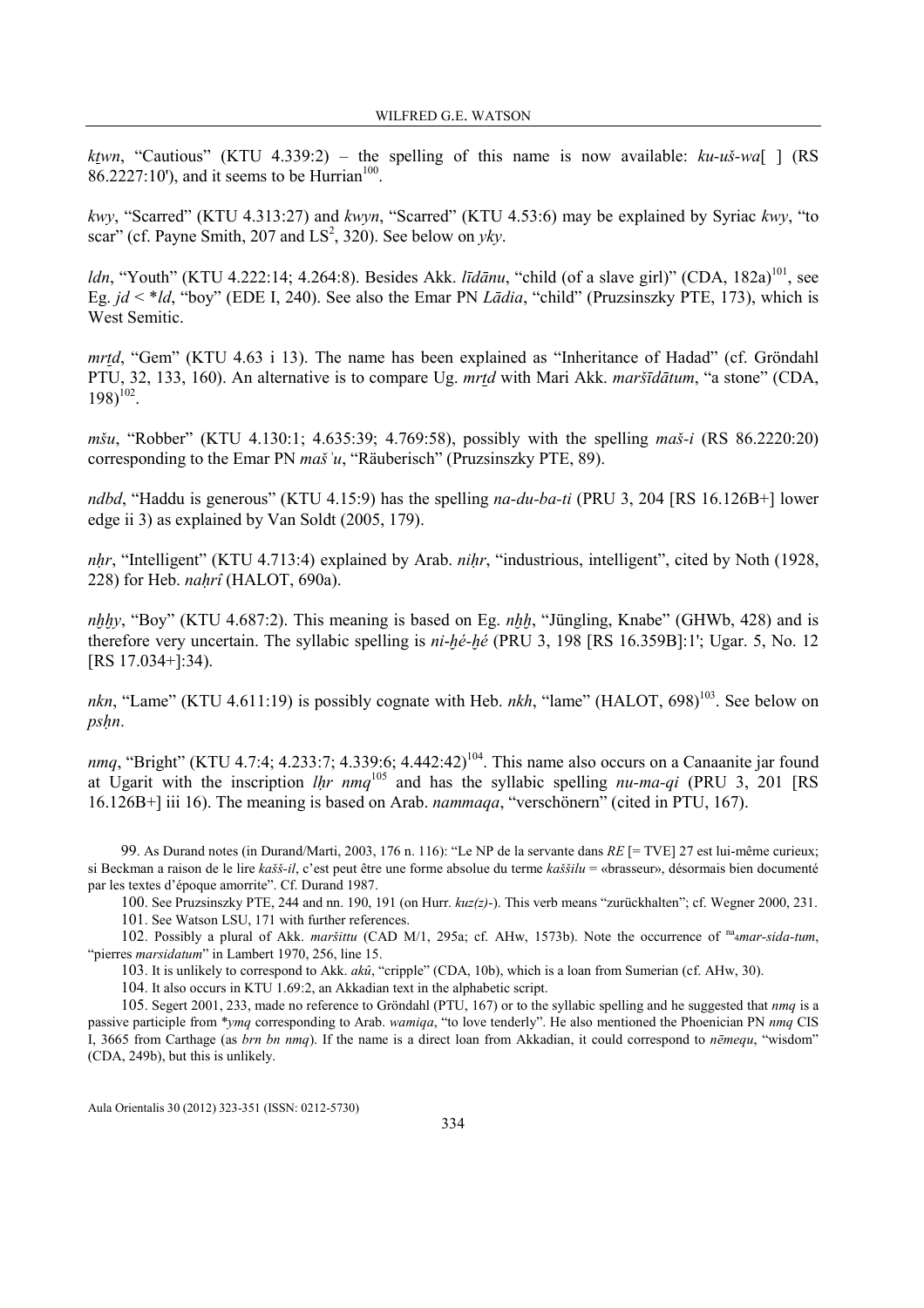*kṯwn*, "Cautious" (KTU 4.339:2) – the spelling of this name is now available: *ku-uš-wa*[ ] (RS 86.2227:10'), and it seems to be Hurrian[100].

*kwy*, "Scarred" (KTU 4.313:27) and *kwyn*, "Scarred" (KTU 4.53:6) may be explained by Syriac *kwy*, "to scar" (cf. Payne Smith, 207 and LS², 320). See below on *yky*.

*ldn*, "Youth" (KTU 4.222:14; 4.264:8). Besides Akk. *līdānu*, "child (of a slave girl)" (CDA, 182a)[101], see Eg. *jd* < *\*ld*, "boy" (EDE I, 240). See also the Emar PN *Lādia*, "child" (Pruzsinszky PTE, 173), which is West Semitic.

*mrṯd*, "Gem" (KTU 4.63 i 13). The name has been explained as "Inheritance of Hadad" (cf. Gröndahl PTU, 32, 133, 160). An alternative is to compare Ug. *mrṯd* with Mari Akk. *maršīdātum*, "a stone" (CDA, 198)[102].

*mšu*, "Robber" (KTU 4.130:1; 4.635:39; 4.769:58), possibly with the spelling *maš-i* (RS 86.2220:20) corresponding to the Emar PN *mašʾu*, "Räuberisch" (Pruzsinszky PTE, 89).

*ndbd*, "Haddu is generous" (KTU 4.15:9) has the spelling *na-du-ba-ti* (PRU 3, 204 [RS 16.126B+] lower edge ii 3) as explained by Van Soldt (2005, 179).

*nḥr*, "Intelligent" (KTU 4.713:4) explained by Arab. *niḥr*, "industrious, intelligent", cited by Noth (1928, 228) for Heb. *naḥrî* (HALOT, 690a).

*nḫḫy*, "Boy" (KTU 4.687:2). This meaning is based on Eg. *nḫḫ*, "Jüngling, Knabe" (GHWb, 428) and is therefore very uncertain. The syllabic spelling is *ni-ḫé-ḫé* (PRU 3, 198 [RS 16.359B]:1'; Ugar. 5, No. 12 [RS 17.034+]:34).

*nkn*, "Lame" (KTU 4.611:19) is possibly cognate with Heb. *nkh*, "lame" (HALOT, 698)[103]. See below on *psḥn*.

*nmq*, "Bright" (KTU 4.7:4; 4.233:7; 4.339:6; 4.442:42)[104]. This name also occurs on a Canaanite jar found at Ugarit with the inscription *lḥr nmq*[105] and has the syllabic spelling *nu-ma-qi* (PRU 3, 201 [RS 16.126B+] iii 16). The meaning is based on Arab. *nammaqa*, "verschönern" (cited in PTU, 167).

---

99. As Durand notes (in Durand/Marti, 2003, 176 n. 116): "Le NP de la servante dans *RE* [= TVE] 27 est lui-même curieux; si Beckman a raison de le lire *kašš-il*, c'est peut être une forme absolue du terme *kaššilu* = «brasseur», désormais bien documenté par les textes d'époque amorrite". Cf. Durand 1987.

100. See Pruzsinszky PTE, 244 and nn. 190, 191 (on Hurr. *kuz(z)-*). This verb means "zurückhalten"; cf. Wegner 2000, 231.

101. See Watson LSU, 171 with further references.

102. Possibly a plural of Akk. *maršittu* (CAD M/1, 295a; cf. AHw, 1573b). Note the occurrence of $^{na_4}$*mar-sida-tum*, "pierres *marsidatum*" in Lambert 1970, 256, line 15.

103. It is unlikely to correspond to Akk. *akû*, "cripple" (CDA, 10b), which is a loan from Sumerian (cf. AHw, 30).

104. It also occurs in KTU 1.69:2, an Akkadian text in the alphabetic script.

105. Segert 2001, 233, made no reference to Gröndahl (PTU, 167) or to the syllabic spelling and he suggested that *nmq* is a passive participle from *\*ymq* corresponding to Arab. *wamiqa*, "to love tenderly". He also mentioned the Phoenician PN *nmq* CIS I, 3665 from Carthage (as *brn bn nmq*). If the name is a direct loan from Akkadian, it could correspond to *nēmequ*, "wisdom" (CDA, 249b), but this is unlikely.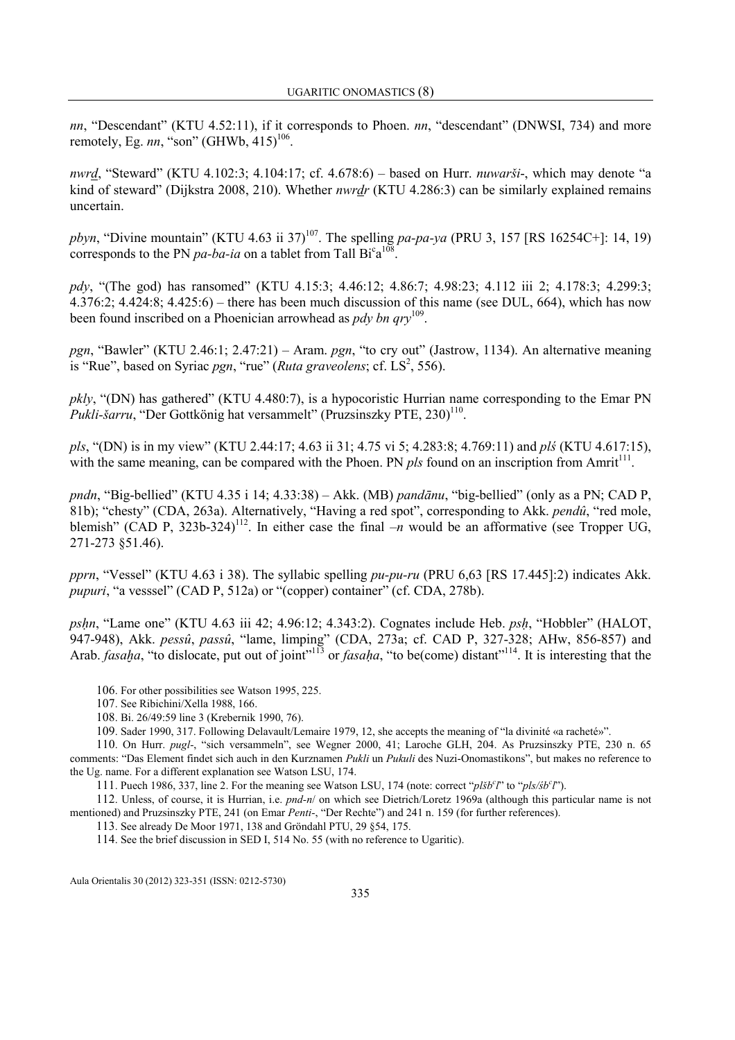*nn*, "Descendant" (KTU 4.52:11), if it corresponds to Phoen. *nn*, "descendant" (DNWSI, 734) and more remotely, Eg. *nn*, "son" (GHWb, 415)[106].

*nwrḏ*, "Steward" (KTU 4.102:3; 4.104:17; cf. 4.678:6) – based on Hurr. *nuwarši-*, which may denote "a kind of steward" (Dijkstra 2008, 210). Whether *nwrḏr* (KTU 4.286:3) can be similarly explained remains uncertain.

*pbyn*, "Divine mountain" (KTU 4.63 ii 37)[107]. The spelling *pa-pa-ya* (PRU 3, 157 [RS 16254C+]: 14, 19) corresponds to the PN *pa-ba-ia* on a tablet from Tall Bi'a[108].

*pdy*, "(The god) has ransomed" (KTU 4.15:3; 4.46:12; 4.86:7; 4.98:23; 4.112 iii 2; 4.178:3; 4.299:3; 4.376:2; 4.424:8; 4.425:6) – there has been much discussion of this name (see DUL, 664), which has now been found inscribed on a Phoenician arrowhead as *pdy bn qry*[109].

*pgn*, "Bawler" (KTU 2.46:1; 2.47:21) – Aram. *pgn*, "to cry out" (Jastrow, 1134). An alternative meaning is "Rue", based on Syriac *pgn*, "rue" (*Ruta graveolens*; cf. LS², 556).

*pkly*, "(DN) has gathered" (KTU 4.480:7), is a hypocoristic Hurrian name corresponding to the Emar PN *Pukli-šarru*, "Der Gottkönig hat versammelt" (Pruzsinszky PTE, 230)[110].

*pls*, "(DN) is in my view" (KTU 2.44:17; 4.63 ii 31; 4.75 vi 5; 4.283:8; 4.769:11) and *plś* (KTU 4.617:15), with the same meaning, can be compared with the Phoen. PN *pls* found on an inscription from Amrit[111].

*pndn*, "Big-bellied" (KTU 4.35 i 14; 4.33:38) – Akk. (MB) *pandānu*, "big-bellied" (only as a PN; CAD P, 81b); "chesty" (CDA, 263a). Alternatively, "Having a red spot", corresponding to Akk. *pendû*, "red mole, blemish" (CAD P, 323b-324)[112]. In either case the final *–n* would be an afformative (see Tropper UG, 271-273 §51.46).

*pprn*, "Vessel" (KTU 4.63 i 38). The syllabic spelling *pu-pu-ru* (PRU 6,63 [RS 17.445]:2) indicates Akk. *pupuri*, "a vesssel" (CAD P, 512a) or "(copper) container" (cf. CDA, 278b).

*psḥn*, "Lame one" (KTU 4.63 iii 42; 4.96:12; 4.343:2). Cognates include Heb. *psḥ*, "Hobbler" (HALOT, 947-948), Akk. *pessû*, *passû*, "lame, limping" (CDA, 273a; cf. CAD P, 327-328; AHw, 856-857) and Arab. *fasaḫa*, "to dislocate, put out of joint"[113] or *fasaḥa*, "to be(come) distant"[114]. It is interesting that the

106. For other possibilities see Watson 1995, 225.

107. See Ribichini/Xella 1988, 166.

108. Bi. 26/49:59 line 3 (Krebernik 1990, 76).

109. Sader 1990, 317. Following Delavault/Lemaire 1979, 12, she accepts the meaning of "la divinité «a racheté»".

110. On Hurr. *pugl-*, "sich versammeln", see Wegner 2000, 41; Laroche GLH, 204. As Pruzsinszky PTE, 230 n. 65 comments: "Das Element findet sich auch in den Kurznamen *Pukli* un *Pukuli* des Nuzi-Onomastikons", but makes no reference to the Ug. name. For a different explanation see Watson LSU, 174.

111. Puech 1986, 337, line 2. For the meaning see Watson LSU, 174 (note: correct "*plšbʿl*" to "*pls/śbʿl*").

112. Unless, of course, it is Hurrian, i.e. *pnd-n*/ on which see Dietrich/Loretz 1969a (although this particular name is not mentioned) and Pruzsinszky PTE, 241 (on Emar *Penti-*, "Der Rechte") and 241 n. 159 (for further references).

113. See already De Moor 1971, 138 and Gröndahl PTU, 29 §54, 175.

114. See the brief discussion in SED I, 514 No. 55 (with no reference to Ugaritic).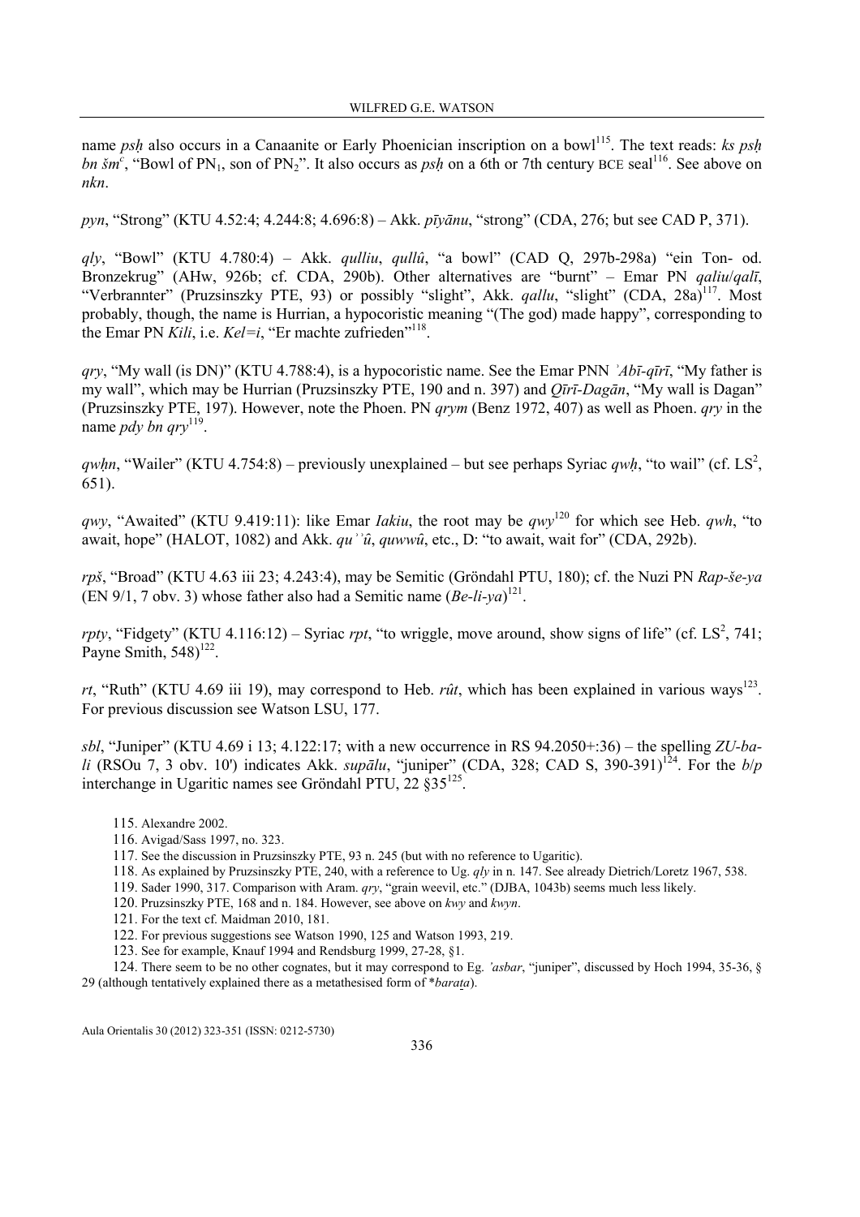name *psḥ* also occurs in a Canaanite or Early Phoenician inscription on a bowl[115]. The text reads: *ks psḥ bn šmᶜ*, "Bowl of $PN_1$, son of $PN_2$". It also occurs as *psḥ* on a 6th or 7th century BCE seal[116]. See above on *nkn*.

*pyn*, "Strong" (KTU 4.52:4; 4.244:8; 4.696:8) – Akk. *pīyānu*, "strong" (CDA, 276; but see CAD P, 371).

*qly*, "Bowl" (KTU 4.780:4) – Akk. *qulliu*, *qullû*, "a bowl" (CAD Q, 297b-298a) "ein Ton- od. Bronzekrug" (AHw, 926b; cf. CDA, 290b). Other alternatives are "burnt" – Emar PN *qaliu*/*qalī*, "Verbrannter" (Pruzsinszky PTE, 93) or possibly "slight", Akk. *qallu*, "slight" (CDA, 28a)[117]. Most probably, though, the name is Hurrian, a hypocoristic meaning "(The god) made happy", corresponding to the Emar PN *Kili*, i.e. *Kel=i*, "Er machte zufrieden"[118].

*qry*, "My wall (is DN)" (KTU 4.788:4), is a hypocoristic name. See the Emar PNN *ʾAbī-qīrī*, "My father is my wall", which may be Hurrian (Pruzsinszky PTE, 190 and n. 397) and *Qīrī-Dagān*, "My wall is Dagan" (Pruzsinszky PTE, 197). However, note the Phoen. PN *qrym* (Benz 1972, 407) as well as Phoen. *qry* in the name *pdy bn qry*[119].

*qwḥn*, "Wailer" (KTU 4.754:8) – previously unexplained – but see perhaps Syriac *qwḥ*, "to wail" (cf. LS², 651).

*qwy*, "Awaited" (KTU 9.419:11): like Emar *Iakiu*, the root may be *qwy*[120] for which see Heb. *qwh*, "to await, hope" (HALOT, 1082) and Akk. *quʾʾû*, *quwwû*, etc., D: "to await, wait for" (CDA, 292b).

*rpš*, "Broad" (KTU 4.63 iii 23; 4.243:4), may be Semitic (Gröndahl PTU, 180); cf. the Nuzi PN *Rap-še-ya* (EN 9/1, 7 obv. 3) whose father also had a Semitic name (*Be-li-ya*)[121].

*rpty*, "Fidgety" (KTU 4.116:12) – Syriac *rpt*, "to wriggle, move around, show signs of life" (cf. LS², 741; Payne Smith, 548)[122].

*rt*, "Ruth" (KTU 4.69 iii 19), may correspond to Heb. *rût*, which has been explained in various ways[123]. For previous discussion see Watson LSU, 177.

*sbl*, "Juniper" (KTU 4.69 i 13; 4.122:17; with a new occurrence in RS 94.2050+:36) – the spelling *ZU-ba-li* (RSOu 7, 3 obv. 10') indicates Akk. *supālu*, "juniper" (CDA, 328; CAD S, 390-391)[124]. For the *b*/*p* interchange in Ugaritic names see Gröndahl PTU, 22 §35[125].

115. Alexandre 2002.

116. Avigad/Sass 1997, no. 323.

117. See the discussion in Pruzsinszky PTE, 93 n. 245 (but with no reference to Ugaritic).

118. As explained by Pruzsinszky PTE, 240, with a reference to Ug. *qly* in n. 147. See already Dietrich/Loretz 1967, 538.

119. Sader 1990, 317. Comparison with Aram. *qry*, "grain weevil, etc." (DJBA, 1043b) seems much less likely.

120. Pruzsinszky PTE, 168 and n. 184. However, see above on *kwy* and *kwyn*.

121. For the text cf. Maidman 2010, 181.

122. For previous suggestions see Watson 1990, 125 and Watson 1993, 219.

123. See for example, Knauf 1994 and Rendsburg 1999, 27-28, §1.

124. There seem to be no other cognates, but it may correspond to Eg. *ʾasbar*, "juniper", discussed by Hoch 1994, 35-36, § 29 (although tentatively explained there as a metathesised form of *\*baraṯa*).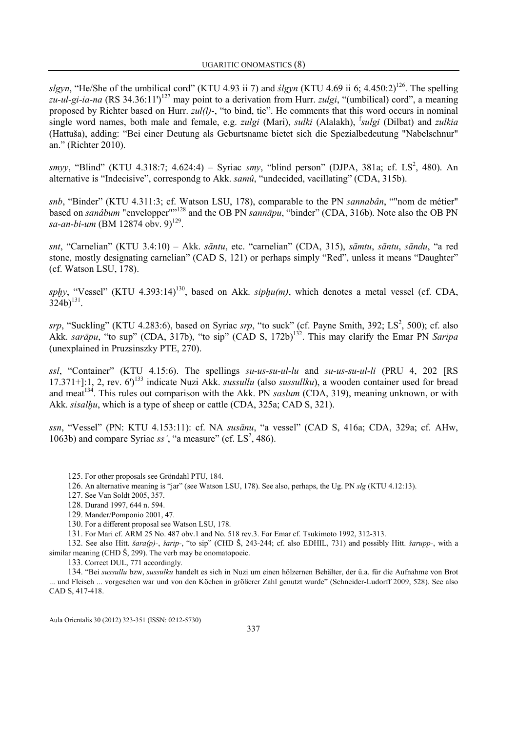*slgyn*, "He/She of the umbilical cord" (KTU 4.93 ii 7) and *ślgyn* (KTU 4.69 ii 6; 4.450:2)[126]. The spelling *zu-ul-gi-ia-na* (RS 34.36:11')[127] may point to a derivation from Hurr. *zulgi*, "(umbilical) cord", a meaning proposed by Richter based on Hurr. *zul(l)-*, "to bind, tie". He comments that this word occurs in nominal single word names, both male and female, e.g. *zulgi* (Mari), *sulki* (Alalakh), [f]*sulgi* (Dilbat) and *zulkia* (Hattuša), adding: "Bei einer Deutung als Geburtsname bietet sich die Spezialbedeutung "Nabelschnur" an." (Richter 2010).

*smyy*, "Blind" (KTU 4.318:7; 4.624:4) – Syriac *smy*, "blind person" (DJPA, 381a; cf. LS², 480). An alternative is "Indecisive", correspondg to Akk. *samû*, "undecided, vacillating" (CDA, 315b).

*snb*, "Binder" (KTU 4.311:3; cf. Watson LSU, 178), comparable to the PN *sannabân*, ""nom de métier" based on *sanâbum* "envelopper""[128] and the OB PN *sannāpu*, "binder" (CDA, 316b). Note also the OB PN *sa-an-bi-um* (BM 12874 obv. 9)[129].

*snt*, "Carnelian" (KTU 3.4:10) – Akk. *sāntu*, etc. "carnelian" (CDA, 315), *sāmtu*, *sāntu*, *sāndu*, "a red stone, mostly designating carnelian" (CAD S, 121) or perhaps simply "Red", unless it means "Daughter" (cf. Watson LSU, 178).

*spḫy*, "Vessel" (KTU 4.393:14)[130], based on Akk. *sipḫu(m)*, which denotes a metal vessel (cf. CDA, 324b)[131].

*srp*, "Suckling" (KTU 4.283:6), based on Syriac *srp*, "to suck" (cf. Payne Smith, 392; LS², 500); cf. also Akk. *sarāpu*, "to sup" (CDA, 317b), "to sip" (CAD S, 172b)[132]. This may clarify the Emar PN *Saripa* (unexplained in Pruzsinszky PTE, 270).

*ssl*, "Container" (KTU 4.15:6). The spellings *su-us-su-ul-lu* and *su-us-su-ul-li* (PRU 4, 202 [RS 17.371+]:1, 2, rev. 6')[133] indicate Nuzi Akk. *sussullu* (also *sussullku*), a wooden container used for bread and meat[134]. This rules out comparison with the Akk. PN *saslum* (CDA, 319), meaning unknown, or with Akk. *sisalḫu*, which is a type of sheep or cattle (CDA, 325a; CAD S, 321).

*ssn*, "Vessel" (PN: KTU 4.153:11): cf. NA *susānu*, "a vessel" (CAD S, 416a; CDA, 329a; cf. AHw, 1063b) and compare Syriac *ssʾ*, "a measure" (cf. LS², 486).

125. For other proposals see Gröndahl PTU, 184.

126. An alternative meaning is "jar" (see Watson LSU, 178). See also, perhaps, the Ug. PN *slg* (KTU 4.12:13).

127. See Van Soldt 2005, 357.

128. Durand 1997, 644 n. 594.

129. Mander/Pomponio 2001, 47.

130. For a different proposal see Watson LSU, 178.

131. For Mari cf. ARM 25 No. 487 obv.1 and No. 518 rev.3. For Emar cf. Tsukimoto 1992, 312-313.

132. See also Hitt. *šara(p)-*, *šarip-*, "to sip" (CHD Š, 243-244; cf. also EDHIL, 731) and possibly Hitt. *šarupp-*, with a similar meaning (CHD Š, 299). The verb may be onomatopoeic.

133. Correct DUL, 771 accordingly.

134. "Bei *sussullu* bzw, *sussulku* handelt es sich in Nuzi um einen hölzernen Behälter, der ü.a. für die Aufnahme von Brot ... und Fleisch ... vorgesehen war und von den Köchen in größerer Zahl genutzt wurde" (Schneider-Ludorff 2009, 528). See also CAD S, 417-418.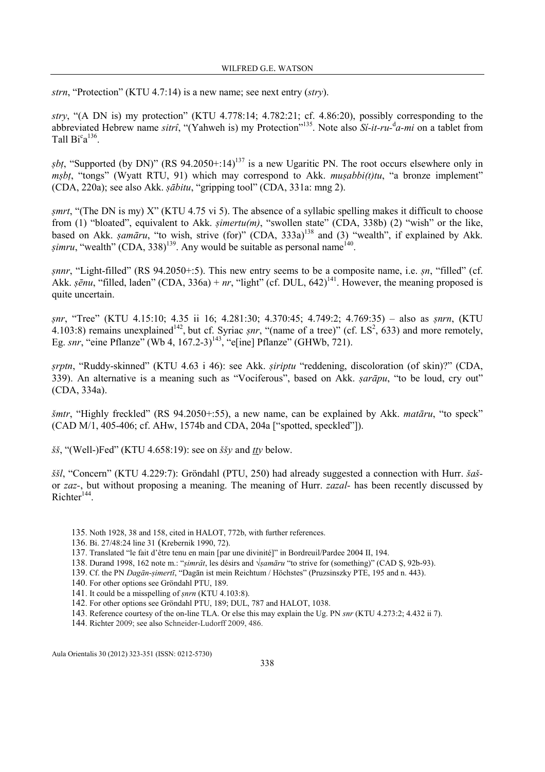*strn*, "Protection" (KTU 4.7:14) is a new name; see next entry (*stry*).

*stry*, "(A DN is) my protection" (KTU 4.778:14; 4.782:21; cf. 4.86:20), possibly corresponding to the abbreviated Hebrew name *sitrî*, "(Yahweh is) my Protection"[135]. Note also *Sí-it-ru-*ᵈ*a-mi* on a tablet from Tall Biʿa[136].

*ṣbṭ*, "Supported (by DN)" (RS 94.2050+:14)[137] is a new Ugaritic PN. The root occurs elsewhere only in *mṣbṭ*, "tongs" (Wyatt RTU, 91) which may correspond to Akk. *muṣabbi(t)tu*, "a bronze implement" (CDA, 220a); see also Akk. *ṣābitu*, "gripping tool" (CDA, 331a: mng 2).

*ṣmrt*, "(The DN is my) X" (KTU 4.75 vi 5). The absence of a syllabic spelling makes it difficult to choose from (1) "bloated", equivalent to Akk. *ṣimertu(m)*, "swollen state" (CDA, 338b) (2) "wish" or the like, based on Akk. *ṣamāru*, "to wish, strive (for)" (CDA, 333a)[138] and (3) "wealth", if explained by Akk. *ṣimru*, "wealth" (CDA, 338)[139]. Any would be suitable as personal name[140].

*ṣnnr*, "Light-filled" (RS 94.2050+:5). This new entry seems to be a composite name, i.e. *ṣn*, "filled" (cf. Akk. *ṣēnu*, "filled, laden" (CDA, 336a) + *nr*, "light" (cf. DUL, 642)[141]. However, the meaning proposed is quite uncertain.

*ṣnr*, "Tree" (KTU 4.15:10; 4.35 ii 16; 4.281:30; 4.370:45; 4.749:2; 4.769:35) – also as *ṣnrn*, (KTU 4.103:8) remains unexplained[142], but cf. Syriac *ṣnr*, "(name of a tree)" (cf. LS², 633) and more remotely, Eg. *snr*, "eine Pflanze" (Wb 4, 167.2-3)[143], "e[ine] Pflanze" (GHWb, 721).

*ṣrptn*, "Ruddy-skinned" (KTU 4.63 i 46): see Akk. *ṣiriptu* "reddening, discoloration (of skin)?" (CDA, 339). An alternative is a meaning such as "Vociferous", based on Akk. *ṣarāpu*, "to be loud, cry out" (CDA, 334a).

*šmtr*, "Highly freckled" (RS 94.2050+:55), a new name, can be explained by Akk. *matāru*, "to speck" (CAD M/1, 405-406; cf. AHw, 1574b and CDA, 204a ["spotted, speckled"]).

*šš*, "(Well-)Fed" (KTU 4.658:19): see on *ššy* and *ṯty* below.

*ššl*, "Concern" (KTU 4.229:7): Gröndahl (PTU, 250) had already suggested a connection with Hurr. *šaš-* or *zaz-*, but without proposing a meaning. The meaning of Hurr. *zazal-* has been recently discussed by Richter[144].

135. Noth 1928, 38 and 158, cited in HALOT, 772b, with further references.

136. Bi. 27/48:24 line 31 (Krebernik 1990, 72).

137. Translated "le fait d'être tenu en main [par une divinité]" in Bordreuil/Pardee 2004 II, 194.

138. Durand 1998, 162 note m.: "*ṣimrât*, les désirs and √*ṣamāru* "to strive for (something)" (CAD Ṣ, 92b-93).

139. Cf. the PN *Dagān-ṣimertī*, "Dagān ist mein Reichtum / Höchstes" (Pruzsinszky PTE, 195 and n. 443).

140. For other options see Gröndahl PTU, 189.

141. It could be a misspelling of *ṣnrn* (KTU 4.103:8).

142. For other options see Gröndahl PTU, 189; DUL, 787 and HALOT, 1038.

143. Reference courtesy of the on-line TLA. Or else this may explain the Ug. PN *snr* (KTU 4.273:2; 4.432 ii 7).

144. Richter 2009; see also Schneider-Ludorff 2009, 486.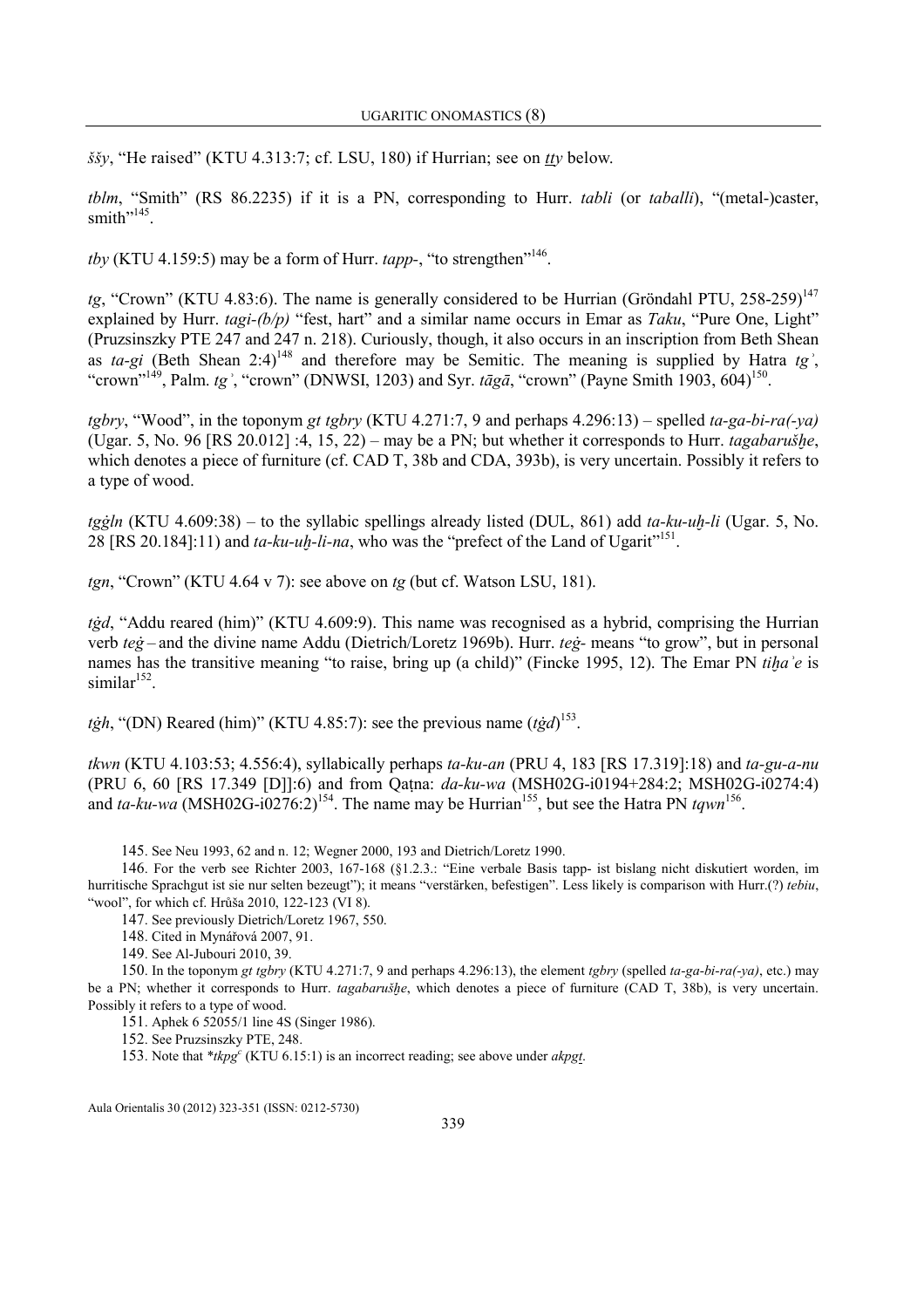*ššy*, “He raised” (KTU 4.313:7; cf. LSU, 180) if Hurrian; see on *tty* below.

*tblm*, “Smith” (RS 86.2235) if it is a PN, corresponding to Hurr. *tabli* (or *taballi*), “(metal-)caster, smith”[145].

*tby* (KTU 4.159:5) may be a form of Hurr. *tapp*-, “to strengthen”[146].

*tg*, “Crown” (KTU 4.83:6). The name is generally considered to be Hurrian (Gröndahl PTU, 258-259)[147] explained by Hurr. *tagi-(b/p)* “fest, hart” and a similar name occurs in Emar as *Taku*, “Pure One, Light” (Pruzsinszky PTE 247 and 247 n. 218). Curiously, though, it also occurs in an inscription from Beth Shean as *ta-gi* (Beth Shean 2:4)[148] and therefore may be Semitic. The meaning is supplied by Hatra *tgʾ*, “crown”[149], Palm. *tgʾ*, “crown” (DNWSI, 1203) and Syr. *tāgā*, “crown” (Payne Smith 1903, 604)[150].

*tgbry*, “Wood”, in the toponym *gt tgbry* (KTU 4.271:7, 9 and perhaps 4.296:13) – spelled *ta-ga-bi-ra(-ya)* (Ugar. 5, No. 96 [RS 20.012] :4, 15, 22) – may be a PN; but whether it corresponds to Hurr. *tagabarušḫe*, which denotes a piece of furniture (cf. CAD T, 38b and CDA, 393b), is very uncertain. Possibly it refers to a type of wood.

*tġġln* (KTU 4.609:38) – to the syllabic spellings already listed (DUL, 861) add *ta-ku-uḫ-li* (Ugar. 5, No. 28 [RS 20.184]:11) and *ta-ku-uḫ-li-na*, who was the “prefect of the Land of Ugarit”[151].

*tgn*, “Crown” (KTU 4.64 v 7): see above on *tg* (but cf. Watson LSU, 181).

*tġd*, “Addu reared (him)” (KTU 4.609:9). This name was recognised as a hybrid, comprising the Hurrian verb *teġ* – and the divine name Addu (Dietrich/Loretz 1969b). Hurr. *teġ*- means “to grow”, but in personal names has the transitive meaning “to raise, bring up (a child)” (Fincke 1995, 12). The Emar PN *tiḫaʾe* is similar[152].

*tġh*, “(DN) Reared (him)” (KTU 4.85:7): see the previous name (*tġd*)[153].

*tkwn* (KTU 4.103:53; 4.556:4), syllabically perhaps *ta-ku-an* (PRU 4, 183 [RS 17.319]:18) and *ta-gu-a-nu* (PRU 6, 60 [RS 17.349 [D]]:6) and from Qaṭna: *da-ku-wa* (MSH02G-i0194+284:2; MSH02G-i0274:4) and *ta-ku-wa* (MSH02G-i0276:2)[154]. The name may be Hurrian[155], but see the Hatra PN *tqwn*[156].

145. See Neu 1993, 62 and n. 12; Wegner 2000, 193 and Dietrich/Loretz 1990.

146. For the verb see Richter 2003, 167-168 (§1.2.3.: “Eine verbale Basis tapp- ist bislang nicht diskutiert worden, im hurritische Sprachgut ist sie nur selten bezeugt”); it means “verstärken, befestigen”. Less likely is comparison with Hurr.(?) *tebiu*, “wool”, for which cf. Hrůša 2010, 122-123 (VI 8).

147. See previously Dietrich/Loretz 1967, 550.

148. Cited in Mynářová 2007, 91.

149. See Al-Jubouri 2010, 39.

150. In the toponym *gt tgbry* (KTU 4.271:7, 9 and perhaps 4.296:13), the element *tgbry* (spelled *ta-ga-bi-ra(-ya)*, etc.) may be a PN; whether it corresponds to Hurr. *tagabarušḫe*, which denotes a piece of furniture (CAD T, 38b), is very uncertain. Possibly it refers to a type of wood.

151. Aphek 6 52055/1 line 4S (Singer 1986).

152. See Pruzsinszky PTE, 248.

153. Note that *\*tkpgʿ* (KTU 6.15:1) is an incorrect reading; see above under *akpgṯ*.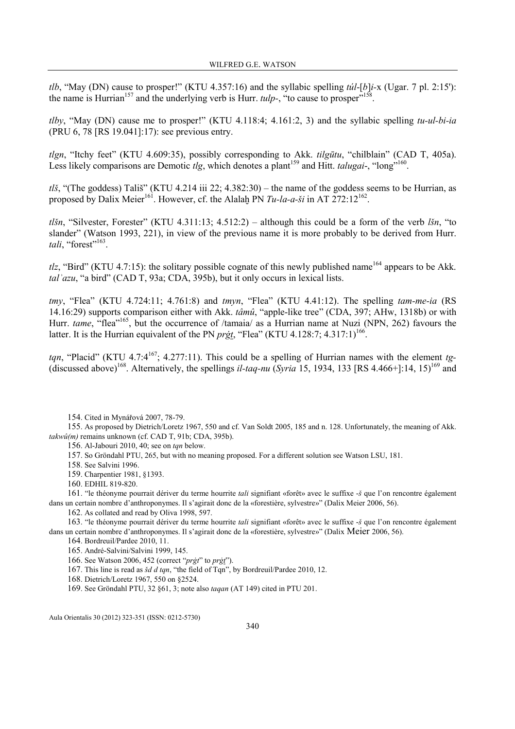*tlb*, "May (DN) cause to prosper!" (KTU 4.357:16) and the syllabic spelling *túl*-[*b*]*i*-x (Ugar. 7 pl. 2:15'): the name is Hurrian[157] and the underlying verb is Hurr. *tulp*-, "to cause to prosper"[158].

*tlby*, "May (DN) cause me to prosper!" (KTU 4.118:4; 4.161:2, 3) and the syllabic spelling *tu-ul-bi-ia* (PRU 6, 78 [RS 19.041]:17): see previous entry.

*tlgn*, "Itchy feet" (KTU 4.609:35), possibly corresponding to Akk. *tilgūtu*, "chilblain" (CAD T, 405a). Less likely comparisons are Demotic *tlg*, which denotes a plant[159] and Hitt. *talugai*-, "long"[160].

*tlš*, "(The goddess) Tališ" (KTU 4.214 iii 22; 4.382:30) – the name of the goddess seems to be Hurrian, as proposed by Dalix Meier[161]. However, cf. the Alalaḫ PN *Tu-la-a-ši* in AT 272:12[162].

*tlšn*, "Silvester, Forester" (KTU 4.311:13; 4.512:2) – although this could be a form of the verb *lšn*, "to slander" (Watson 1993, 221), in view of the previous name it is more probably to be derived from Hurr. *tali*, "forest"[163].

*tlz*, "Bird" (KTU 4.7:15): the solitary possible cognate of this newly published name[164] appears to be Akk. *talʾazu*, "a bird" (CAD T, 93a; CDA, 395b), but it only occurs in lexical lists.

*tmy*, "Flea" (KTU 4.724:11; 4.761:8) and *tmyn*, "Flea" (KTU 4.41:12). The spelling *tam-me-ia* (RS 14.16:29) supports comparison either with Akk. *tâmû*, "apple-like tree" (CDA, 397; AHw, 1318b) or with Hurr. *tame*, "flea"[165], but the occurrence of /tamaia/ as a Hurrian name at Nuzi (NPN, 262) favours the latter. It is the Hurrian equivalent of the PN *prġṯ*, "Flea" (KTU 4.128:7; 4.317:1)[166].

*tqn*, "Placid" (KTU 4.7:4[167]; 4.277:11). This could be a spelling of Hurrian names with the element *tg*- (discussed above)[168]. Alternatively, the spellings *il-taq-nu* (*Syria* 15, 1934, 133 [RS 4.466+]:14, 15)[169] and

---

154. Cited in Mynářová 2007, 78-79.

155. As proposed by Dietrich/Loretz 1967, 550 and cf. Van Soldt 2005, 185 and n. 128. Unfortunately, the meaning of Akk. *takwû(m)* remains unknown (cf. CAD T, 91b; CDA, 395b).

156. Al-Jabouri 2010, 40; see on *tqn* below.

157. So Gröndahl PTU, 265, but with no meaning proposed. For a different solution see Watson LSU, 181.

158. See Salvini 1996.

159. Charpentier 1981, §1393.

160. EDHIL 819-820.

161. "le théonyme pourrait dériver du terme hourrite *tali* signifiant «forêt» avec le suffixe -*š* que l'on rencontre également dans un certain nombre d'anthroponymes. Il s'agirait donc de la «forestière, sylvestre»" (Dalix Meier 2006, 56).

162. As collated and read by Oliva 1998, 597.

163. "le théonyme pourrait dériver du terme hourrite *tali* signifiant «forêt» avec le suffixe -*š* que l'on rencontre également dans un certain nombre d'anthroponymes. Il s'agirait donc de la «forestière, sylvestre»" (Dalix Meier 2006, 56).

164. Bordreuil/Pardee 2010, 11.

165. André-Salvini/Salvini 1999, 145.

166. See Watson 2006, 452 (correct "*prġt*" to *prġṯ*").

167. This line is read as *šd d tqn*, "the field of Tqn", by Bordreuil/Pardee 2010, 12.

168. Dietrich/Loretz 1967, 550 on §2524.

169. See Gröndahl PTU, 32 §61, 3; note also *taqan* (AT 149) cited in PTU 201.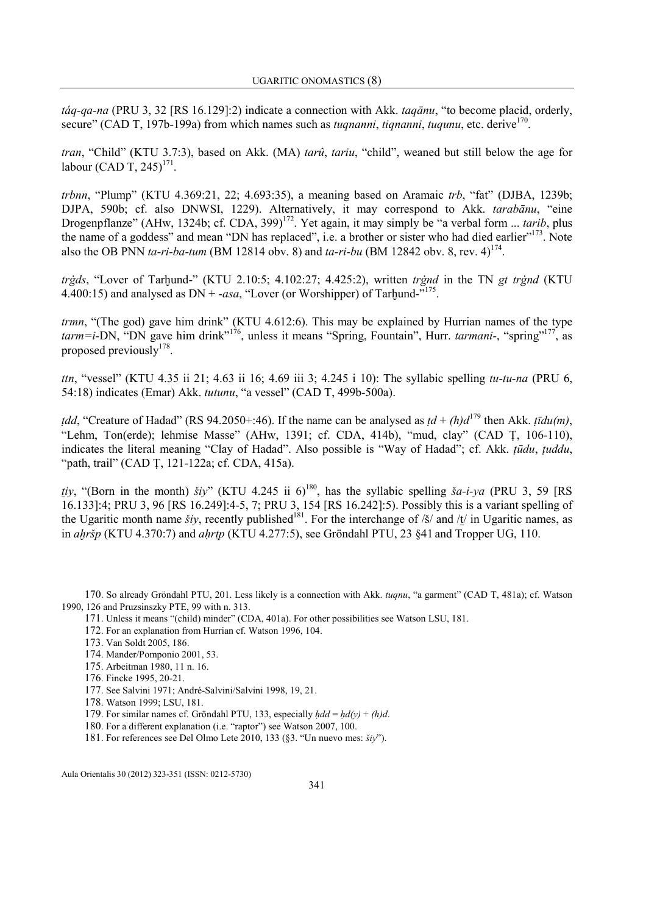*táq-qa-na* (PRU 3, 32 [RS 16.129]:2) indicate a connection with Akk. *taqānu*, "to become placid, orderly, secure" (CAD T, 197b-199a) from which names such as *tuqnanni*, *tiqnanni*, *tuqunu*, etc. derive[170].

*tran*, "Child" (KTU 3.7:3), based on Akk. (MA) *tarû*, *tariu*, "child", weaned but still below the age for labour (CAD T, 245)[171].

*trbnn*, "Plump" (KTU 4.369:21, 22; 4.693:35), a meaning based on Aramaic *trb*, "fat" (DJBA, 1239b; DJPA, 590b; cf. also DNWSI, 1229). Alternatively, it may correspond to Akk. *tarabānu*, "eine Drogenpflanze" (AHw, 1324b; cf. CDA, 399)[172]. Yet again, it may simply be "a verbal form ... *tarib*, plus the name of a goddess" and mean "DN has replaced", i.e. a brother or sister who had died earlier"[173]. Note also the OB PNN *ta-ri-ba-tum* (BM 12814 obv. 8) and *ta-ri-bu* (BM 12842 obv. 8, rev. 4)[174].

*trġds*, "Lover of Tarḫund-" (KTU 2.10:5; 4.102:27; 4.425:2), written *trġnd* in the TN *gt trġnd* (KTU 4.400:15) and analysed as DN + *-asa*, "Lover (or Worshipper) of Tarḫund-"[175].

*trmn*, "(The god) gave him drink" (KTU 4.612:6). This may be explained by Hurrian names of the type *tarm=i*-DN, "DN gave him drink"[176], unless it means "Spring, Fountain", Hurr. *tarmani-*, "spring"[177], as proposed previously[178].

*ttn*, "vessel" (KTU 4.35 ii 21; 4.63 ii 16; 4.69 iii 3; 4.245 i 10): The syllabic spelling *tu-tu-na* (PRU 6, 54:18) indicates (Emar) Akk. *tutunu*, "a vessel" (CAD T, 499b-500a).

*ṭdd*, "Creature of Hadad" (RS 94.2050+:46). If the name can be analysed as *ṭd + (h)d*[179] then Akk. *ṭīdu(m)*, "Lehm, Ton(erde); lehmise Masse" (AHw, 1391; cf. CDA, 414b), "mud, clay" (CAD Ṭ, 106-110), indicates the literal meaning "Clay of Hadad". Also possible is "Way of Hadad"; cf. Akk. *ṭūdu*, *ṭuddu*, "path, trail" (CAD Ṭ, 121-122a; cf. CDA, 415a).

*ṯiy*, "(Born in the month) *šiy*" (KTU 4.245 ii 6)[180], has the syllabic spelling *ša-i-ya* (PRU 3, 59 [RS 16.133]:4; PRU 3, 96 [RS 16.249]:4-5, 7; PRU 3, 154 [RS 16.242]:5). Possibly this is a variant spelling of the Ugaritic month name *šiy*, recently published[181]. For the interchange of /š/ and /ṯ/ in Ugaritic names, as in *aḫršp* (KTU 4.370:7) and *aḫrṯp* (KTU 4.277:5), see Gröndahl PTU, 23 §41 and Tropper UG, 110.

170. So already Gröndahl PTU, 201. Less likely is a connection with Akk. *tuqnu*, "a garment" (CAD T, 481a); cf. Watson 1990, 126 and Pruzsinszky PTE, 99 with n. 313.

171. Unless it means "(child) minder" (CDA, 401a). For other possibilities see Watson LSU, 181.

172. For an explanation from Hurrian cf. Watson 1996, 104.

173. Van Soldt 2005, 186.

174. Mander/Pomponio 2001, 53.

175. Arbeitman 1980, 11 n. 16.

176. Fincke 1995, 20-21.

177. See Salvini 1971; André-Salvini/Salvini 1998, 19, 21.

178. Watson 1999; LSU, 181.

179. For similar names cf. Gröndahl PTU, 133, especially *ḥdd* = *ḥd(y)* + *(h)d*.

180. For a different explanation (i.e. "raptor") see Watson 2007, 100.

181. For references see Del Olmo Lete 2010, 133 (§3. "Un nuevo mes: *šiy*").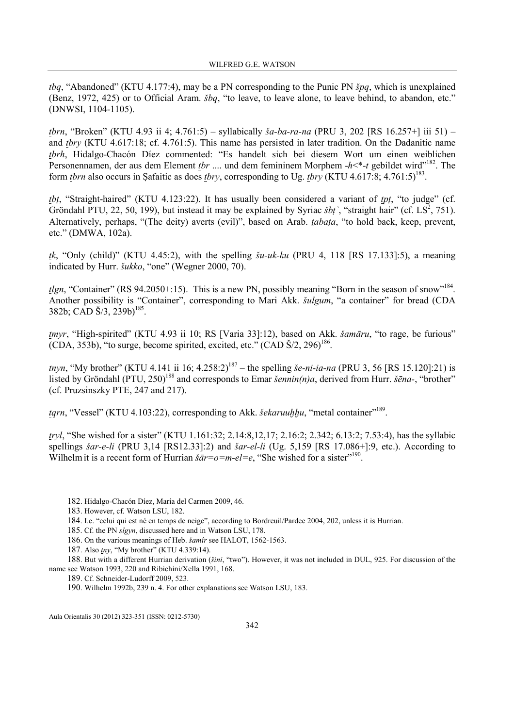*ṯbq*, "Abandoned" (KTU 4.177:4), may be a PN corresponding to the Punic PN *špq*, which is unexplained (Benz, 1972, 425) or to Official Aram. *šbq*, "to leave, to leave alone, to leave behind, to abandon, etc." (DNWSI, 1104-1105).

*ṯbrn*, "Broken" (KTU 4.93 ii 4; 4.761:5) – syllabically *ša-ba-ra-na* (PRU 3, 202 [RS 16.257+] iii 51) – and *ṯbry* (KTU 4.617:18; cf. 4.761:5). This name has persisted in later tradition. On the Dadanitic name *ṯbrh*, Hidalgo-Chacón Díez commented: "Es handelt sich bei diesem Wort um einen weiblichen Personennamen, der aus dem Element *ṯbr* .... und dem femininem Morphem *-h<\*-t* gebildet wird"[182]. The form *ṯbrn* also occurs in Ṣafaitic as does *ṯbry*, corresponding to Ug. *ṯbry* (KTU 4.617:8; 4.761:5)[183].

*ṯbṭ*, "Straight-haired" (KTU 4.123:22). It has usually been considered a variant of *ṯpṭ*, "to judge" (cf. Gröndahl PTU, 22, 50, 199), but instead it may be explained by Syriac *šbṭʾ*, "straight hair" (cf. LS[2], 751). Alternatively, perhaps, "(The deity) averts (evil)", based on Arab. *ṯabaṭa*, "to hold back, keep, prevent, etc." (DMWA, 102a).

*ṯk*, "Only (child)" (KTU 4.45:2), with the spelling *šu-uk-ku* (PRU 4, 118 [RS 17.133]:5), a meaning indicated by Hurr. *šukko*, "one" (Wegner 2000, 70).

*ṯlgn*, "Container" (RS 94.2050+:15). This is a new PN, possibly meaning "Born in the season of snow"[184]. Another possibility is "Container", corresponding to Mari Akk. *šulgum*, "a container" for bread (CDA 382b; CAD Š/3, 239b)[185].

*ṯmyr*, "High-spirited" (KTU 4.93 ii 10; RS [Varia 33]:12), based on Akk. *šamāru*, "to rage, be furious" (CDA, 353b), "to surge, become spirited, excited, etc." (CAD Š/2, 296)[186].

*ṯnyn*, "My brother" (KTU 4.141 ii 16; 4.258:2)[187] – the spelling *še-ni-ia-na* (PRU 3, 56 [RS 15.120]:21) is listed by Gröndahl (PTU, 250)[188] and corresponds to Emar *šennin(n)a*, derived from Hurr. *šēna-*, "brother" (cf. Pruzsinszky PTE, 247 and 217).

*ṯqrn*, "Vessel" (KTU 4.103:22), corresponding to Akk. *šekaruuḫḫu*, "metal container"[189].

*ṯryl*, "She wished for a sister" (KTU 1.161:32; 2.14:8,12,17; 2.16:2; 2.342; 6.13:2; 7.53:4), has the syllabic spellings *šar-e-li* (PRU 3,14 [RS12.33]:2) and *šar-el-li* (Ug. 5,159 [RS 17.086+]:9, etc.). According to Wilhelm it is a recent form of Hurrian *šăr=o=m-el=e*, "She wished for a sister"[190].

182. Hidalgo-Chacón Díez, María del Carmen 2009, 46.

183. However, cf. Watson LSU, 182.

184. I.e. "celui qui est né en temps de neige", according to Bordreuil/Pardee 2004, 202, unless it is Hurrian.

185. Cf. the PN *slgyn*, discussed here and in Watson LSU, 178.

186. On the various meanings of Heb. *šamîr* see HALOT, 1562-1563.

187. Also *ṯny*, "My brother" (KTU 4.339:14).

188. But with a different Hurrian derivation (*šini*, "two"). However, it was not included in DUL, 925. For discussion of the name see Watson 1993, 220 and Ribichini/Xella 1991, 168.

189. Cf. Schneider-Ludorff 2009, 523.

190. Wilhelm 1992b, 239 n. 4. For other explanations see Watson LSU, 183.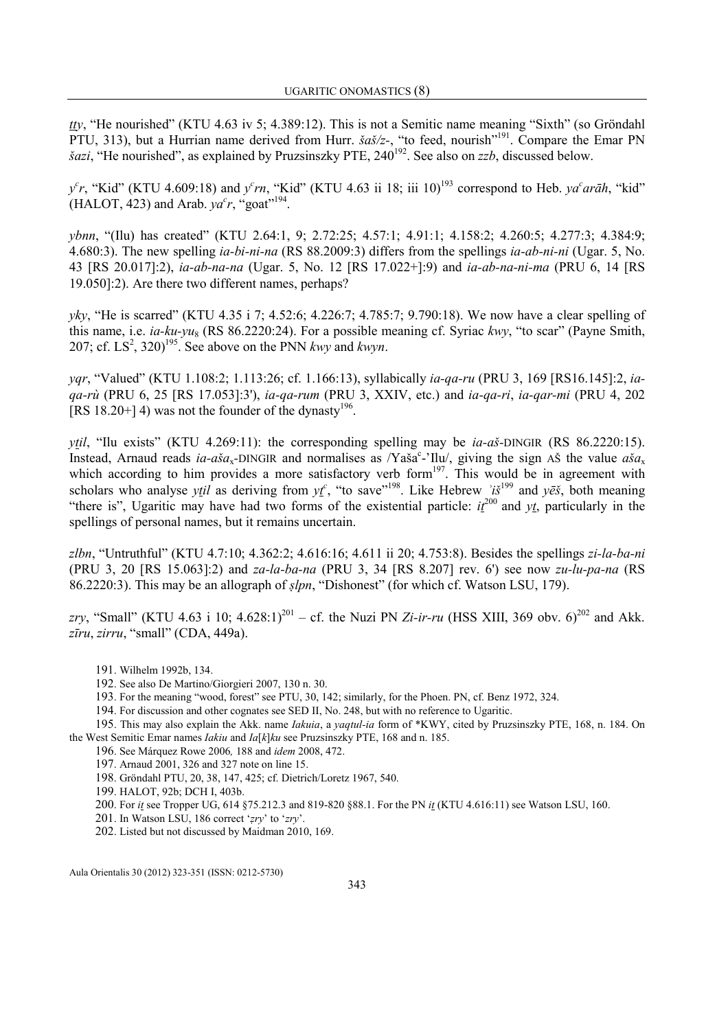*ṯṯy*, "He nourished" (KTU 4.63 iv 5; 4.389:12). This is not a Semitic name meaning "Sixth" (so Gröndahl PTU, 313), but a Hurrian name derived from Hurr. *šaš/z-*, "to feed, nourish"[191]. Compare the Emar PN *šazi*, "He nourished", as explained by Pruzsinszky PTE, 240[192]. See also on *zzb*, discussed below.

*y*ᶜ*r*, "Kid" (KTU 4.609:18) and *y*ᶜ*rn*, "Kid" (KTU 4.63 ii 18; iii 10)[193] correspond to Heb. *ya*ᶜ*arāh*, "kid" (HALOT, 423) and Arab. *ya*ᶜ*r*, "goat"[194].

*ybnn*, "(Ilu) has created" (KTU 2.64:1, 9; 2.72:25; 4.57:1; 4.91:1; 4.158:2; 4.260:5; 4.277:3; 4.384:9; 4.680:3). The new spelling *ia-bi-ni-na* (RS 88.2009:3) differs from the spellings *ia-ab-ni-ni* (Ugar. 5, No. 43 [RS 20.017]:2), *ia-ab-na-na* (Ugar. 5, No. 12 [RS 17.022+]:9) and *ia-ab-na-ni-ma* (PRU 6, 14 [RS 19.050]:2). Are there two different names, perhaps?

*yky*, "He is scarred" (KTU 4.35 i 7; 4.52:6; 4.226:7; 4.785:7; 9.790:18). We now have a clear spelling of this name, i.e. *ia-ku-yu*$_8$ (RS 86.2220:24). For a possible meaning cf. Syriac *kwy*, "to scar" (Payne Smith, 207; cf. LS$^2$, 320)[195]. See above on the PNN *kwy* and *kwyn*.

*yqr*, "Valued" (KTU 1.108:2; 1.113:26; cf. 1.166:13), syllabically *ia-qa-ru* (PRU 3, 169 [RS16.145]:2, *ia-qa-rù* (PRU 6, 25 [RS 17.053]:3'), *ia-qa-rum* (PRU 3, XXIV, etc.) and *ia-qa-ri*, *ia-qar-mi* (PRU 4, 202 [RS 18.20+] 4) was not the founder of the dynasty[196].

*yṯil*, "Ilu exists" (KTU 4.269:11): the corresponding spelling may be *ia-aš*-DINGIR (RS 86.2220:15). Instead, Arnaud reads *ia-aša*$_x$-DINGIR and normalises as /Yašaᶜ-'Ilu/, giving the sign AŠ the value *aša*$_x$ which according to him provides a more satisfactory verb form[197]. This would be in agreement with scholars who analyse *yṯil* as deriving from *yṯ*ᶜ, "to save"[198]. Like Hebrew *'iš*[199] and *yēš*, both meaning "there is", Ugaritic may have had two forms of the existential particle: *iṯ*[200] and *yṯ*, particularly in the spellings of personal names, but it remains uncertain.

*zlbn*, "Untruthful" (KTU 4.7:10; 4.362:2; 4.616:16; 4.611 ii 20; 4.753:8). Besides the spellings *zi-la-ba-ni* (PRU 3, 20 [RS 15.063]:2) and *za-la-ba-na* (PRU 3, 34 [RS 8.207] rev. 6') see now *zu-lu-pa-na* (RS 86.2220:3). This may be an allograph of *ṣlpn*, "Dishonest" (for which cf. Watson LSU, 179).

*zry*, "Small" (KTU 4.63 i 10; 4.628:1)[201] – cf. the Nuzi PN *Zi-ir-ru* (HSS XIII, 369 obv. 6)[202] and Akk. *zīru*, *zirru*, "small" (CDA, 449a).

191. Wilhelm 1992b, 134.

192. See also De Martino/Giorgieri 2007, 130 n. 30.

193. For the meaning "wood, forest" see PTU, 30, 142; similarly, for the Phoen. PN, cf. Benz 1972, 324.

194. For discussion and other cognates see SED II, No. 248, but with no reference to Ugaritic.

195. This may also explain the Akk. name *Iakuia*, a *yaqtul-ia* form of *KWY, cited by Pruzsinszky PTE, 168, n. 184. On the West Semitic Emar names *Iakiu* and *Ia*[*k*]*ku* see Pruzsinszky PTE, 168 and n. 185.

196. See Márquez Rowe 2006*,* 188 and *idem* 2008, 472.

197. Arnaud 2001, 326 and 327 note on line 15.

198. Gröndahl PTU, 20, 38, 147, 425; cf. Dietrich/Loretz 1967, 540.

199. HALOT, 92b; DCH I, 403b.

200. For *iṯ* see Tropper UG, 614 §75.212.3 and 819-820 §88.1. For the PN *iṯ* (KTU 4.616:11) see Watson LSU, 160.

201. In Watson LSU, 186 correct '*zry*' to '*zry*'.

202. Listed but not discussed by Maidman 2010, 169.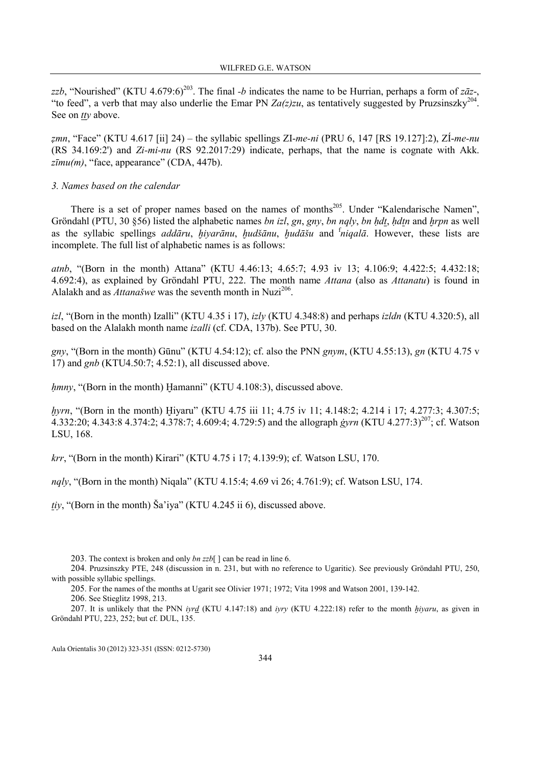*zzb*, "Nourished" (KTU 4.679:6)[203]. The final *-b* indicates the name to be Hurrian, perhaps a form of *zāz-*, "to feed", a verb that may also underlie the Emar PN *Za(z)zu*, as tentatively suggested by Pruzsinszky[204]. See on *ṯty* above.

*ẓmn*, "Face" (KTU 4.617 [ii] 24) – the syllabic spellings ZI-*me-ni* (PRU 6, 147 [RS 19.127]:2), ZÍ-*me-nu* (RS 34.169:2') and *Zi-mi-nu* (RS 92.2017:29) indicate, perhaps, that the name is cognate with Akk. *zīmu(m)*, "face, appearance" (CDA, 447b).

*3. Names based on the calendar*

There is a set of proper names based on the names of months[205]. Under "Kalendarische Namen", Gröndahl (PTU, 30 §56) listed the alphabetic names *bn izl*, *gn*, *gny*, *bn nqly*, *bn ḥdṯ*, *ḥdṯn* and *ḫrpn* as well as the syllabic spellings *addāru*, *ḫiyarānu*, *ḫudšānu*, *ḫudāšu* and [f]*niqalā*. However, these lists are incomplete. The full list of alphabetic names is as follows:

*atnb*, "(Born in the month) Attana" (KTU 4.46:13; 4.65:7; 4.93 iv 13; 4.106:9; 4.422:5; 4.432:18; 4.692:4), as explained by Gröndahl PTU, 222. The month name *Attana* (also as *Attanatu*) is found in Alalakh and as *Attanašwe* was the seventh month in Nuzi[206].

*izl*, "(Born in the month) Izalli" (KTU 4.35 i 17), *izly* (KTU 4.348:8) and perhaps *izldn* (KTU 4.320:5), all based on the Alalakh month name *izalli* (cf. CDA, 137b). See PTU, 30.

*gny*, "(Born in the month) Gūnu" (KTU 4.54:12); cf. also the PNN *gnym*, (KTU 4.55:13), *gn* (KTU 4.75 v 17) and *gnb* (KTU4.50:7; 4.52:1), all discussed above.

*ḥmny*, "(Born in the month) Ḫamanni" (KTU 4.108:3), discussed above.

*ḫyrn*, "(Born in the month) Ḫiyaru" (KTU 4.75 iii 11; 4.75 iv 11; 4.148:2; 4.214 i 17; 4.277:3; 4.307:5; 4.332:20; 4.343:8 4.374:2; 4.378:7; 4.609:4; 4.729:5) and the allograph *ġyrn* (KTU 4.277:3)[207]; cf. Watson LSU, 168.

*krr*, "(Born in the month) Kirari" (KTU 4.75 i 17; 4.139:9); cf. Watson LSU, 170.

*nqly*, "(Born in the month) Niqala" (KTU 4.15:4; 4.69 vi 26; 4.761:9); cf. Watson LSU, 174.

*ṯiy*, "(Born in the month) Ša'iya" (KTU 4.245 ii 6), discussed above.

---

203. The context is broken and only *bn zzb*[ ] can be read in line 6.

204. Pruzsinszky PTE, 248 (discussion in n. 231, but with no reference to Ugaritic). See previously Gröndahl PTU, 250, with possible syllabic spellings.

205. For the names of the months at Ugarit see Olivier 1971; 1972; Vita 1998 and Watson 2001, 139-142.

206. See Stieglitz 1998, 213.

207. It is unlikely that the PNN *iyrḏ* (KTU 4.147:18) and *iyry* (KTU 4.222:18) refer to the month *ḫiyaru*, as given in Gröndahl PTU, 223, 252; but cf. DUL, 135.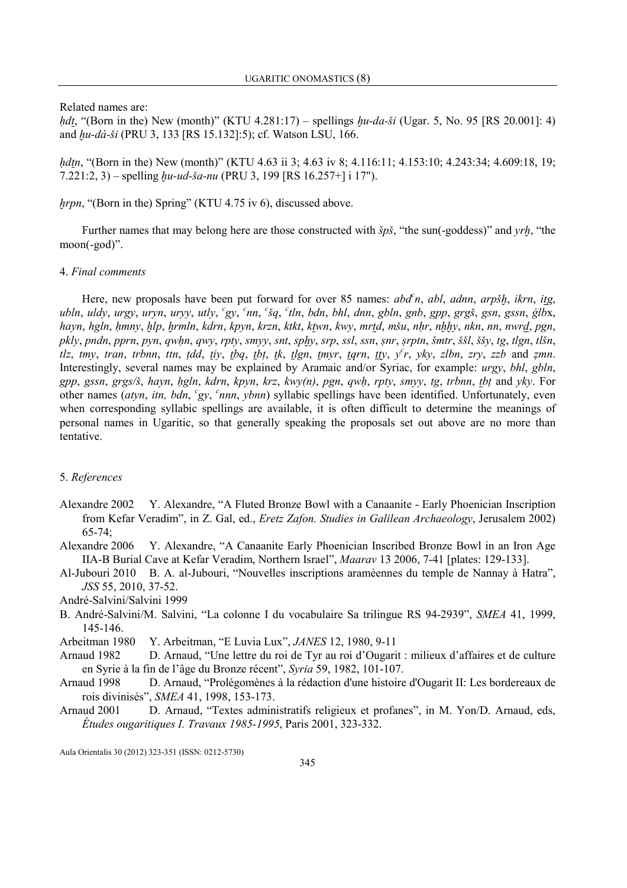Related names are:

*ḥdṯ*, "(Born in the) New (month)" (KTU 4.281:17) – spellings *ḫu-da-ši* (Ugar. 5, No. 95 [RS 20.001]: 4) and *ḫu-dá-ši* (PRU 3, 133 [RS 15.132]:5); cf. Watson LSU, 166.

*ḥdṯn*, "(Born in the) New (month)" (KTU 4.63 ii 3; 4.63 iv 8; 4.116:11; 4.153:10; 4.243:34; 4.609:18, 19; 7.221:2, 3) – spelling *ḫu-ud-ša-nu* (PRU 3, 199 [RS 16.257+] i 17").

*ḫrpn*, "(Born in the) Spring" (KTU 4.75 iv 6), discussed above.

Further names that may belong here are those constructed with *špš*, "the sun(-goddess)" and *yrḫ*, "the moon(-god)".

## 4. *Final comments*

Here, new proposals have been put forward for over 85 names: *abdʿn*, *abl*, *adnn*, *arpšḫ*, *ikrn*, *iṯg*, *ubln*, *uldy*, *urgy*, *uryn*, *uryy*, *utly*, *ʿgy*, *ʿnn*, *ʿšq*, *ʿtln*, *bdn*, *bhl*, *dnn*, *gbln*, *gnb*, *gpp*, *grgš*, *gsn*, *gssn*, *ġlb*x, *hayn*, *ḥgln*, *ḥmny*, *ḫlp*, *ḫrmln*, *kdrn*, *kpyn*, *krzn*, *ktkt*, *kṯwn*, *kwy*, *mrṯd*, *mšu*, *nḥr*, *nḫḫy*, *nkn*, *nn*, *nwrḏ*, *pgn*, *pkly*, *pndn*, *pprn*, *pyn*, *qwḥn*, *qwy*, *rpty*, *smyy*, *snt*, *spḫy*, *srp*, *ssl*, *ssn*, *ṣnr*, *ṣrptn*, *šmtr*, *ššl*, *ššy*, *tg*, *tlgn*, *tlšn*, *tlz*, *tmy*, *tran*, *trbnn*, *ttn*, *ṭdd*, *ṯiy*, *ṯbq*, *ṯbṭ*, *ṯk*, *ṯlgn*, *ṯmyr*, *ṯqrn*, *ṯṯy*, *yʿr*, *yky*, *zlbn*, *zry*, *zzb* and *ẓmn*. Interestingly, several names may be explained by Aramaic and/or Syriac, for example: *urgy*, *bhl*, *gbln*, *gpp*, *gssn*, *grgs/š*, *hayn*, *ḥgln*, *kdrn*, *kpyn*, *krz*, *kwy(n)*, *pgn*, *qwḥ*, *rpty*, *smyy*, *tg*, *trbnn*, *ṯbṭ* and *yky*. For other names (*atyn*, *itn, bdn*, *ʿgy*, *ʿnnn*, *ybnn*) syllabic spellings have been identified. Unfortunately, even when corresponding syllabic spellings are available, it is often difficult to determine the meanings of personal names in Ugaritic, so that generally speaking the proposals set out above are no more than tentative.

## 5. *References*

Alexandre 2002 Y. Alexandre, "A Fluted Bronze Bowl with a Canaanite - Early Phoenician Inscription from Kefar Veradim", in Z. Gal, ed., *Eretz Zafon. Studies in Galilean Archaeology*, Jerusalem 2002) 65-74;

Alexandre 2006 Y. Alexandre, "A Canaanite Early Phoenician Inscribed Bronze Bowl in an Iron Age IIA-B Burial Cave at Kefar Veradim, Northern Israel", *Maarav* 13 2006, 7-41 [plates: 129-133].

Al-Jubouri 2010 B. A. al-Jubouri, "Nouvelles inscriptions araméennes du temple de Nannay à Hatra", *JSS* 55, 2010, 37-52.

André-Salvini/Salvini 1999
B. André-Salvini/M. Salvini, "La colonne I du vocabulaire Sa trilingue RS 94-2939", *SMEA* 41, 1999, 145-146.

Arbeitman 1980 Y. Arbeitman, "E Luvia Lux", *JANES* 12, 1980, 9-11

Arnaud 1982 D. Arnaud, "Une lettre du roi de Tyr au roi d'Ougarit : milieux d'affaires et de culture en Syrie à la fin de l'âge du Bronze récent", *Syria* 59, 1982, 101-107.

Arnaud 1998 D. Arnaud, "Prolégomènes à la rédaction d'une histoire d'Ougarit II: Les bordereaux de rois divinisés", *SMEA* 41, 1998, 153-173.

Arnaud 2001 D. Arnaud, "Textes administratifs religieux et profanes", in M. Yon/D. Arnaud, eds, *Études ougaritiques I. Travaux 1985-1995*, Paris 2001, 323-332.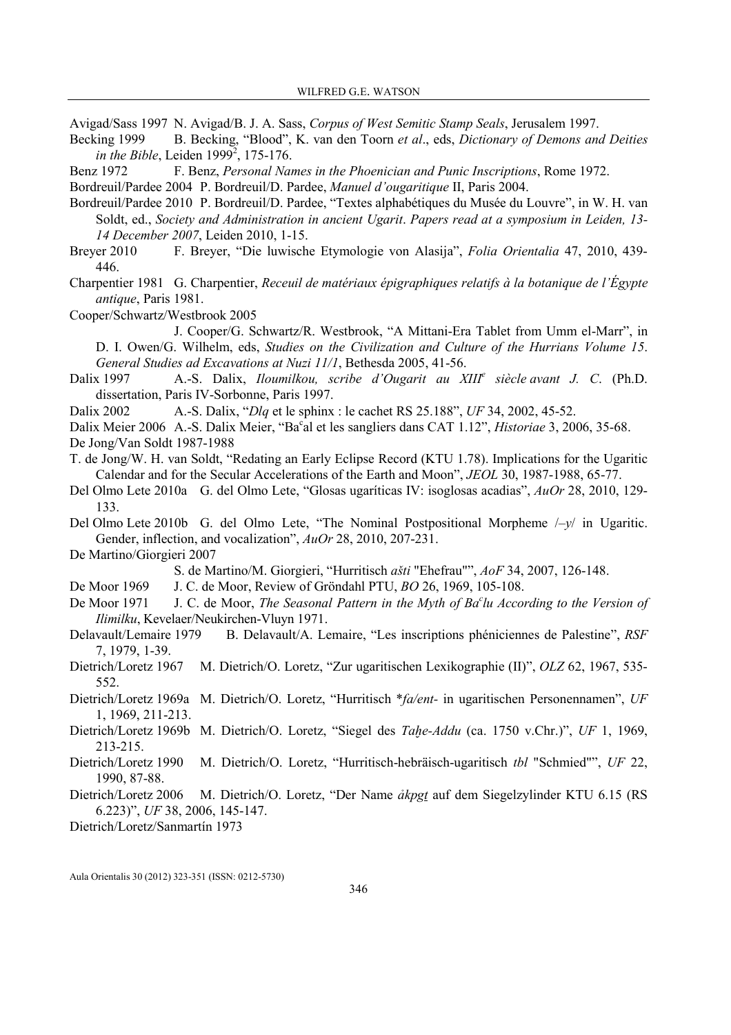Avigad/Sass 1997 N. Avigad/B. J. A. Sass, *Corpus of West Semitic Stamp Seals*, Jerusalem 1997.

Becking 1999 B. Becking, "Blood", K. van den Toorn *et al*., eds, *Dictionary of Demons and Deities in the Bible*, Leiden 1999[2], 175-176.

Benz 1972 F. Benz, *Personal Names in the Phoenician and Punic Inscriptions*, Rome 1972.

Bordreuil/Pardee 2004 P. Bordreuil/D. Pardee, *Manuel d'ougaritique* II, Paris 2004.

Bordreuil/Pardee 2010 P. Bordreuil/D. Pardee, "Textes alphabétiques du Musée du Louvre", in W. H. van Soldt, ed., *Society and Administration in ancient Ugarit*. *Papers read at a symposium in Leiden, 13-14 December 2007*, Leiden 2010, 1-15.

Breyer 2010 F. Breyer, "Die luwische Etymologie von Alasija", *Folia Orientalia* 47, 2010, 439-446.

Charpentier 1981 G. Charpentier, *Receuil de matériaux épigraphiques relatifs à la botanique de l'Égypte antique*, Paris 1981.

Cooper/Schwartz/Westbrook 2005
J. Cooper/G. Schwartz/R. Westbrook, "A Mittani-Era Tablet from Umm el-Marr", in D. I. Owen/G. Wilhelm, eds, *Studies on the Civilization and Culture of the Hurrians Volume 15*. *General Studies ad Excavations at Nuzi 11/1*, Bethesda 2005, 41-56.

Dalix 1997 A.-S. Dalix, *Iloumilkou, scribe d'Ougarit au XIII[e] siècle avant J. C*. (Ph.D. dissertation, Paris IV-Sorbonne, Paris 1997.

Dalix 2002 A.-S. Dalix, "*Dlq* et le sphinx : le cachet RS 25.188", *UF* 34, 2002, 45-52.

Dalix Meier 2006 A.-S. Dalix Meier, "Ba[c]al et les sangliers dans CAT 1.12", *Historiae* 3, 2006, 35-68.

De Jong/Van Soldt 1987-1988
T. de Jong/W. H. van Soldt, "Redating an Early Eclipse Record (KTU 1.78). Implications for the Ugaritic Calendar and for the Secular Accelerations of the Earth and Moon", *JEOL* 30, 1987-1988, 65-77.

Del Olmo Lete 2010a G. del Olmo Lete, "Glosas ugaríticas IV: isoglosas acadias", *AuOr* 28, 2010, 129-133.

Del Olmo Lete 2010b G. del Olmo Lete, "The Nominal Postpositional Morpheme /–*y*/ in Ugaritic. Gender, inflection, and vocalization", *AuOr* 28, 2010, 207-231.

De Martino/Giorgieri 2007
S. de Martino/M. Giorgieri, "Hurritisch *ašti* "Ehefrau"", *AoF* 34, 2007, 126-148.

De Moor 1969 J. C. de Moor, Review of Gröndahl PTU, *BO* 26, 1969, 105-108.

De Moor 1971 J. C. de Moor, *The Seasonal Pattern in the Myth of Ba[c]lu According to the Version of Ilimilku*, Kevelaer/Neukirchen-Vluyn 1971.

Delavault/Lemaire 1979 B. Delavault/A. Lemaire, "Les inscriptions phéniciennes de Palestine", *RSF* 7, 1979, 1-39.

Dietrich/Loretz 1967 M. Dietrich/O. Loretz, "Zur ugaritischen Lexikographie (II)", *OLZ* 62, 1967, 535-552.

Dietrich/Loretz 1969a M. Dietrich/O. Loretz, "Hurritisch \**fa/ent*- in ugaritischen Personennamen", *UF* 1, 1969, 211-213.

Dietrich/Loretz 1969b M. Dietrich/O. Loretz, "Siegel des *Taḫe-Addu* (ca. 1750 v.Chr.)", *UF* 1, 1969, 213-215.

Dietrich/Loretz 1990 M. Dietrich/O. Loretz, "Hurritisch-hebräisch-ugaritisch *tbl* "Schmied"", *UF* 22, 1990, 87-88.

Dietrich/Loretz 2006 M. Dietrich/O. Loretz, "Der Name *åkpgṯ* auf dem Siegelzylinder KTU 6.15 (RS 6.223)", *UF* 38, 2006, 145-147.

Dietrich/Loretz/Sanmartín 1973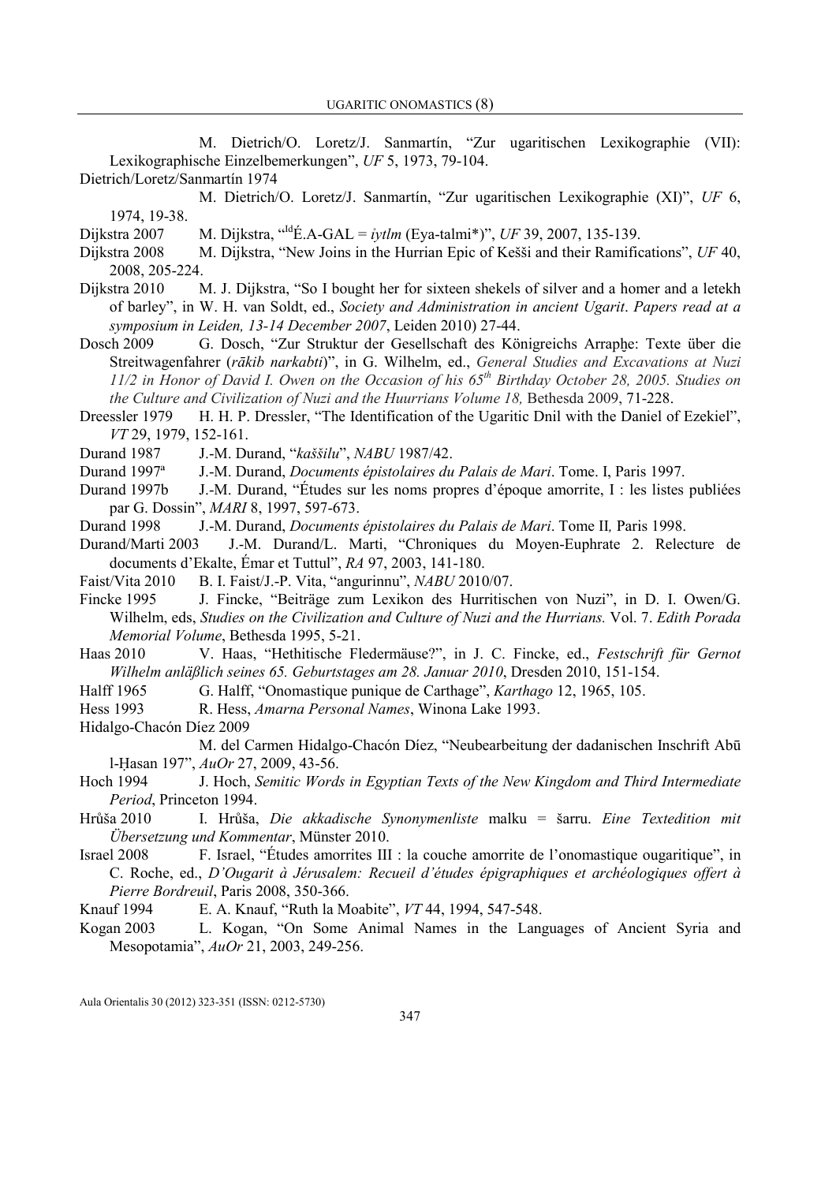M. Dietrich/O. Loretz/J. Sanmartín, "Zur ugaritischen Lexikographie (VII): Lexikographische Einzelbemerkungen", *UF* 5, 1973, 79-104.

Dietrich/Loretz/Sanmartín 1974
M. Dietrich/O. Loretz/J. Sanmartín, "Zur ugaritischen Lexikographie (XI)", *UF* 6, 1974, 19-38.

Dijkstra 2007 M. Dijkstra, "[Id]É.A-GAL = *iytlm* (Eya-talmi*)", *UF* 39, 2007, 135-139.

Dijkstra 2008 M. Dijkstra, "New Joins in the Hurrian Epic of Kešši and their Ramifications", *UF* 40, 2008, 205-224.

Dijkstra 2010 M. J. Dijkstra, "So I bought her for sixteen shekels of silver and a homer and a letekh of barley", in W. H. van Soldt, ed., *Society and Administration in ancient Ugarit*. *Papers read at a symposium in Leiden, 13-14 December 2007*, Leiden 2010) 27-44.

Dosch 2009 G. Dosch, "Zur Struktur der Gesellschaft des Königreichs Arrapḫe: Texte über die Streitwagenfahrer (*rākib narkabti*)", in G. Wilhelm, ed., *General Studies and Excavations at Nuzi 11/2 in Honor of David I. Owen on the Occasion of his 65th Birthday October 28, 2005. Studies on the Culture and Civilization of Nuzi and the Huurrians Volume 18,* Bethesda 2009, 71-228.

Dreessler 1979 H. H. P. Dressler, "The Identification of the Ugaritic Dnil with the Daniel of Ezekiel", *VT* 29, 1979, 152-161.

Durand 1987 J.-M. Durand, "*kaššilu*", *NABU* 1987/42.

Durand 1997[a] J.-M. Durand, *Documents épistolaires du Palais de Mari*. Tome. I, Paris 1997.

Durand 1997b J.-M. Durand, "Études sur les noms propres d'époque amorrite, I : les listes publiées par G. Dossin", *MARI* 8, 1997, 597-673.

Durand 1998 J.-M. Durand, *Documents épistolaires du Palais de Mari*. Tome II*,* Paris 1998.

Durand/Marti 2003 J.-M. Durand/L. Marti, "Chroniques du Moyen-Euphrate 2. Relecture de documents d'Ekalte, Émar et Tuttul", *RA* 97, 2003, 141-180.

Faist/Vita 2010 B. I. Faist/J.-P. Vita, "angurinnu", *NABU* 2010/07.

Fincke 1995 J. Fincke, "Beiträge zum Lexikon des Hurritischen von Nuzi", in D. I. Owen/G. Wilhelm, eds, *Studies on the Civilization and Culture of Nuzi and the Hurrians.* Vol. 7. *Edith Porada Memorial Volume*, Bethesda 1995, 5-21.

Haas 2010 V. Haas, "Hethitische Fledermäuse?", in J. C. Fincke, ed., *Festschrift für Gernot Wilhelm anläßlich seines 65. Geburtstages am 28. Januar 2010*, Dresden 2010, 151-154.

Halff 1965 G. Halff, "Onomastique punique de Carthage", *Karthago* 12, 1965, 105.

Hess 1993 R. Hess, *Amarna Personal Names*, Winona Lake 1993.

Hidalgo-Chacón Díez 2009
M. del Carmen Hidalgo-Chacón Díez, "Neubearbeitung der dadanischen Inschrift Abū l-Ḥasan 197", *AuOr* 27, 2009, 43-56.

Hoch 1994 J. Hoch, *Semitic Words in Egyptian Texts of the New Kingdom and Third Intermediate Period*, Princeton 1994.

Hrůša 2010 I. Hrůša, *Die akkadische Synonymenliste* malku = šarru. *Eine Textedition mit Übersetzung und Kommentar*, Münster 2010.

Israel 2008 F. Israel, "Études amorrites III : la couche amorrite de l'onomastique ougaritique", in C. Roche, ed., *D'Ougarit à Jérusalem: Recueil d'études épigraphiques et archéologiques offert à Pierre Bordreuil*, Paris 2008, 350-366.

Knauf 1994 E. A. Knauf, "Ruth la Moabite", *VT* 44, 1994, 547-548.

Kogan 2003 L. Kogan, "On Some Animal Names in the Languages of Ancient Syria and Mesopotamia", *AuOr* 21, 2003, 249-256.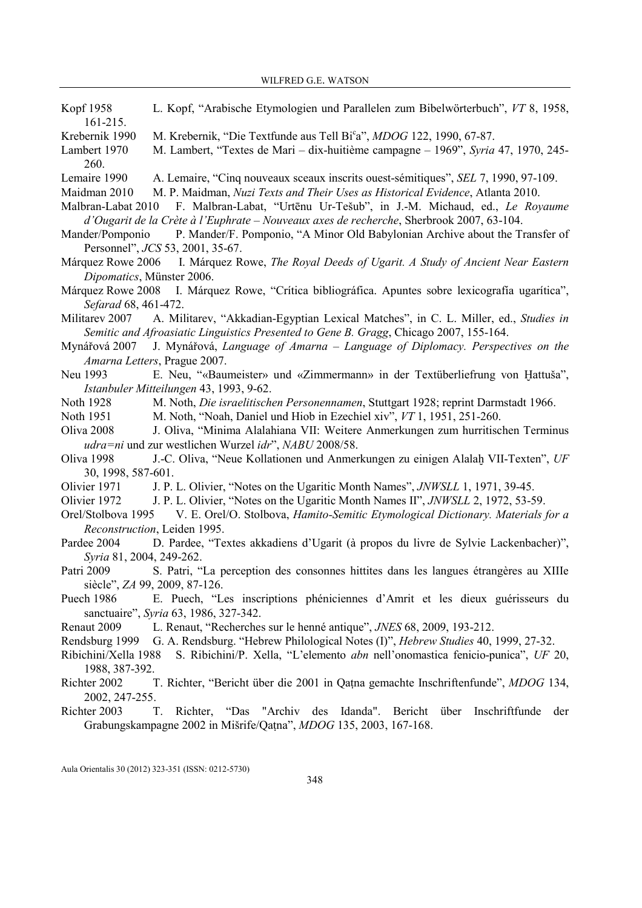Kopf 1958 L. Kopf, "Arabische Etymologien und Parallelen zum Bibelwörterbuch", *VT* 8, 1958, 161-215.

Krebernik 1990 M. Krebernik, "Die Textfunde aus Tell Biʿa", *MDOG* 122, 1990, 67-87.

Lambert 1970 M. Lambert, "Textes de Mari – dix-huitième campagne – 1969", *Syria* 47, 1970, 245-260.

Lemaire 1990 A. Lemaire, "Cinq nouveaux sceaux inscrits ouest-sémitiques", *SEL* 7, 1990, 97-109.

Maidman 2010 M. P. Maidman, *Nuzi Texts and Their Uses as Historical Evidence*, Atlanta 2010.

Malbran-Labat 2010 F. Malbran-Labat, "Urtēnu Ur-Tešub", in J.-M. Michaud, ed., *Le Royaume d'Ougarit de la Crète à l'Euphrate – Nouveaux axes de recherche*, Sherbrook 2007, 63-104.

Mander/Pomponio P. Mander/F. Pomponio, "A Minor Old Babylonian Archive about the Transfer of Personnel", *JCS* 53, 2001, 35-67.

Márquez Rowe 2006 I. Márquez Rowe, *The Royal Deeds of Ugarit. A Study of Ancient Near Eastern Dipomatics*, Münster 2006.

Márquez Rowe 2008 I. Márquez Rowe, "Crítica bibliográfica. Apuntes sobre lexicografía ugarítica", *Sefarad* 68, 461-472.

Militarev 2007 A. Militarev, "Akkadian-Egyptian Lexical Matches", in C. L. Miller, ed., *Studies in Semitic and Afroasiatic Linguistics Presented to Gene B. Gragg*, Chicago 2007, 155-164.

Mynářová 2007 J. Mynářová, *Language of Amarna – Language of Diplomacy. Perspectives on the Amarna Letters*, Prague 2007.

Neu 1993 E. Neu, "«Baumeister» und «Zimmermann» in der Textüberliefrung von Ḫattuša", *Istanbuler Mitteilungen* 43, 1993, 9-62.

Noth 1928 M. Noth, *Die israelitischen Personennamen*, Stuttgart 1928; reprint Darmstadt 1966.

Noth 1951 M. Noth, "Noah, Daniel und Hiob in Ezechiel xiv", *VT* 1, 1951, 251-260.

Oliva 2008 J. Oliva, "Minima Alalahiana VII: Weitere Anmerkungen zum hurritischen Terminus *udra=ni* und zur westlichen Wurzel *idr*", *NABU* 2008/58.

Oliva 1998 J.-C. Oliva, "Neue Kollationen und Anmerkungen zu einigen Alalaḫ VII-Texten", *UF* 30, 1998, 587-601.

Olivier 1971 J. P. L. Olivier, "Notes on the Ugaritic Month Names", *JNWSLL* 1, 1971, 39-45.

Olivier 1972 J. P. L. Olivier, "Notes on the Ugaritic Month Names II", *JNWSLL* 2, 1972, 53-59.

Orel/Stolbova 1995 V. E. Orel/O. Stolbova, *Hamito-Semitic Etymological Dictionary. Materials for a Reconstruction*, Leiden 1995.

Pardee 2004 D. Pardee, "Textes akkadiens d'Ugarit (à propos du livre de Sylvie Lackenbacher)", *Syria* 81, 2004, 249-262.

Patri 2009 S. Patri, "La perception des consonnes hittites dans les langues étrangères au XIIIe siècle", *ZA* 99, 2009, 87-126.

Puech 1986 E. Puech, "Les inscriptions phéniciennes d'Amrit et les dieux guérisseurs du sanctuaire", *Syria* 63, 1986, 327-342.

Renaut 2009 L. Renaut, "Recherches sur le henné antique", *JNES* 68, 2009, 193-212.

Rendsburg 1999 G. A. Rendsburg. "Hebrew Philological Notes (I)", *Hebrew Studies* 40, 1999, 27-32.

Ribichini/Xella 1988 S. Ribichini/P. Xella, "L'elemento *abn* nell'onomastica fenicio-punica", *UF* 20, 1988, 387-392.

Richter 2002 T. Richter, "Bericht über die 2001 in Qaṭna gemachte Inschriftenfunde", *MDOG* 134, 2002, 247-255.

Richter 2003 T. Richter, "Das "Archiv des Idanda". Bericht über Inschriftfunde der Grabungskampagne 2002 in Mišrife/Qaṭna", *MDOG* 135, 2003, 167-168.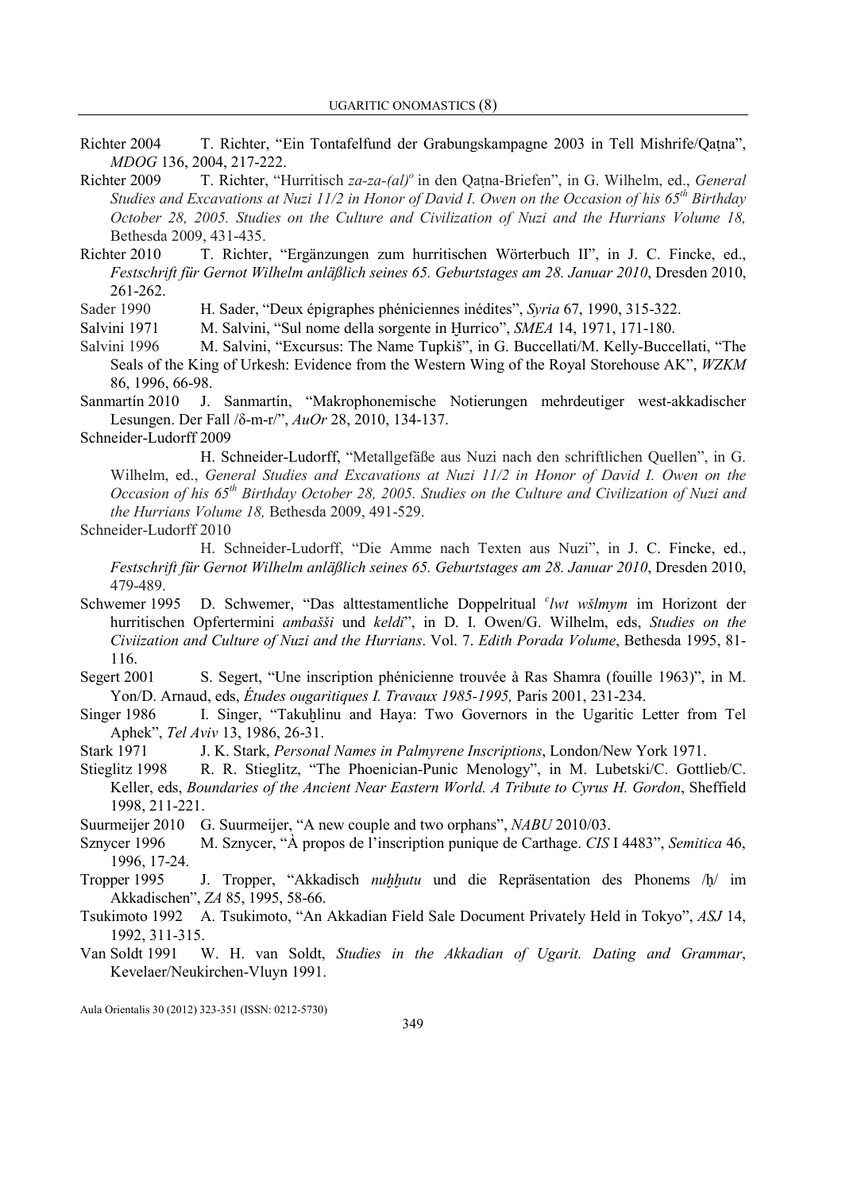Richter 2004 T. Richter, "Ein Tontafelfund der Grabungskampagne 2003 in Tell Mishrife/Qaṭna", *MDOG* 136, 2004, 217-222.

Richter 2009 T. Richter, "Hurritisch *za-za-(al)[o]* in den Qaṭna-Briefen", in G. Wilhelm, ed., *General Studies and Excavations at Nuzi 11/2 in Honor of David I. Owen on the Occasion of his 65[th] Birthday October 28, 2005. Studies on the Culture and Civilization of Nuzi and the Hurrians Volume 18,* Bethesda 2009, 431-435.

Richter 2010 T. Richter, "Ergänzungen zum hurritischen Wörterbuch II", in J. C. Fincke, ed., *Festschrift für Gernot Wilhelm anläßlich seines 65. Geburtstages am 28. Januar 2010*, Dresden 2010, 261-262.

Sader 1990 H. Sader, "Deux épigraphes phéniciennes inédites", *Syria* 67, 1990, 315-322.

Salvini 1971 M. Salvini, "Sul nome della sorgente in Ḫurrico", *SMEA* 14, 1971, 171-180.

Salvini 1996 M. Salvini, "Excursus: The Name Tupkiš", in G. Buccellati/M. Kelly-Buccellati, "The Seals of the King of Urkesh: Evidence from the Western Wing of the Royal Storehouse AK", *WZKM* 86, 1996, 66-98.

Sanmartín 2010 J. Sanmartín, "Makrophonemische Notierungen mehrdeutiger west-akkadischer Lesungen. Der Fall /δ-m-r/", *AuOr* 28, 2010, 134-137.

Schneider-Ludorff 2009

H. Schneider-Ludorff, "Metallgefäße aus Nuzi nach den schriftlichen Quellen", in G. Wilhelm, ed., *General Studies and Excavations at Nuzi 11/2 in Honor of David I. Owen on the Occasion of his 65[th] Birthday October 28, 2005. Studies on the Culture and Civilization of Nuzi and the Hurrians Volume 18,* Bethesda 2009, 491-529.

Schneider-Ludorff 2010

H. Schneider-Ludorff, "Die Amme nach Texten aus Nuzi", in J. C. Fincke, ed., *Festschrift für Gernot Wilhelm anläßlich seines 65. Geburtstages am 28. Januar 2010*, Dresden 2010, 479-489.

Schwemer 1995 D. Schwemer, "Das alttestamentliche Doppelritual *[c]lwt wšlmym* im Horizont der hurritischen Opfertermini *ambašši* und *keldi*", in D. I. Owen/G. Wilhelm, eds, *Studies on the Civiization and Culture of Nuzi and the Hurrians*. Vol. 7. *Edith Porada Volume*, Bethesda 1995, 81-116.

Segert 2001 S. Segert, "Une inscription phénicienne trouvée à Ras Shamra (fouille 1963)", in M. Yon/D. Arnaud, eds, *Études ougaritiques I. Travaux 1985-1995,* Paris 2001, 231-234.

Singer 1986 I. Singer, "Takuḫlinu and Haya: Two Governors in the Ugaritic Letter from Tel Aphek", *Tel Aviv* 13, 1986, 26-31.

Stark 1971 J. K. Stark, *Personal Names in Palmyrene Inscriptions*, London/New York 1971.

Stieglitz 1998 R. R. Stieglitz, "The Phoenician-Punic Menology", in M. Lubetski/C. Gottlieb/C. Keller, eds, *Boundaries of the Ancient Near Eastern World. A Tribute to Cyrus H. Gordon*, Sheffield 1998, 211-221.

Suurmeijer 2010 G. Suurmeijer, "A new couple and two orphans", *NABU* 2010/03.

Sznycer 1996 M. Sznycer, "À propos de l'inscription punique de Carthage. *CIS* I 4483", *Semitica* 46, 1996, 17-24.

Tropper 1995 J. Tropper, "Akkadisch *nuḫḫutu* und die Repräsentation des Phonems /ḥ/ im Akkadischen", *ZA* 85, 1995, 58-66.

Tsukimoto 1992 A. Tsukimoto, "An Akkadian Field Sale Document Privately Held in Tokyo", *ASJ* 14, 1992, 311-315.

Van Soldt 1991 W. H. van Soldt, *Studies in the Akkadian of Ugarit. Dating and Grammar*, Kevelaer/Neukirchen-Vluyn 1991.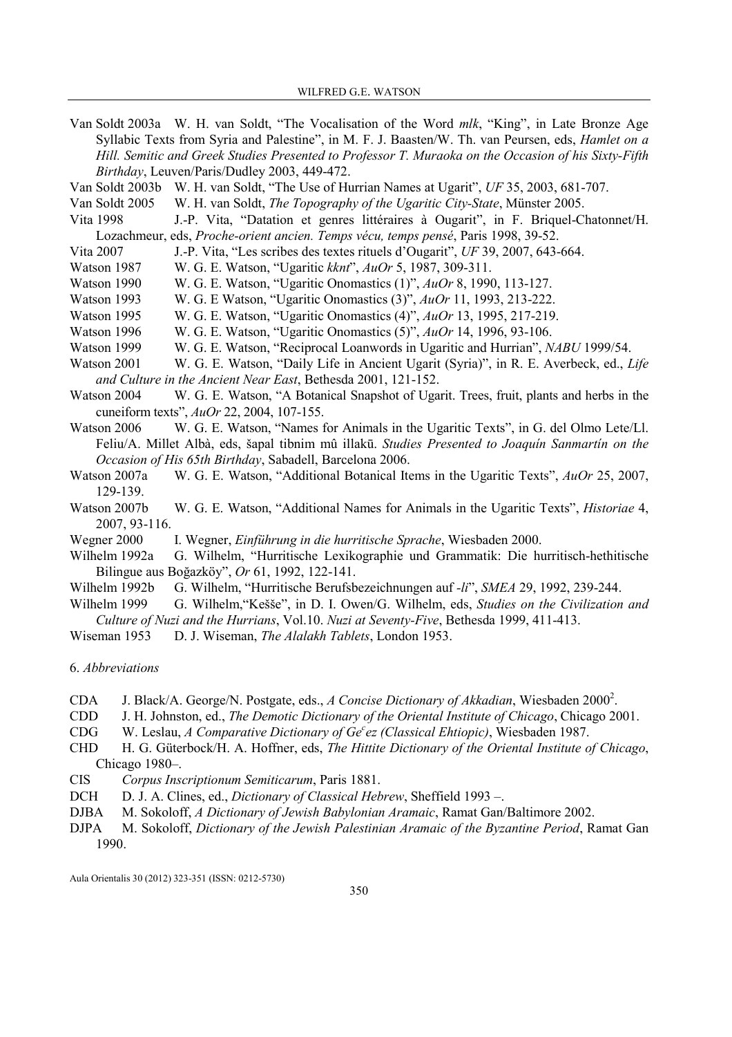Van Soldt 2003a W. H. van Soldt, "The Vocalisation of the Word *mlk*, "King", in Late Bronze Age Syllabic Texts from Syria and Palestine", in M. F. J. Baasten/W. Th. van Peursen, eds, *Hamlet on a Hill. Semitic and Greek Studies Presented to Professor T. Muraoka on the Occasion of his Sixty-Fifth Birthday*, Leuven/Paris/Dudley 2003, 449-472.

Van Soldt 2003b W. H. van Soldt, "The Use of Hurrian Names at Ugarit", *UF* 35, 2003, 681-707.

Van Soldt 2005 W. H. van Soldt, *The Topography of the Ugaritic City-State*, Münster 2005.

Vita 1998 J.-P. Vita, "Datation et genres littéraires à Ougarit", in F. Briquel-Chatonnet/H. Lozachmeur, eds, *Proche-orient ancien. Temps vécu, temps pensé*, Paris 1998, 39-52.

Vita 2007 J.-P. Vita, "Les scribes des textes rituels d'Ougarit", *UF* 39, 2007, 643-664.

Watson 1987 W. G. E. Watson, "Ugaritic *kknt*", *AuOr* 5, 1987, 309-311.

Watson 1990 W. G. E. Watson, "Ugaritic Onomastics (1)", *AuOr* 8, 1990, 113-127.

Watson 1993 W. G E Watson, "Ugaritic Onomastics (3)", *AuOr* 11, 1993, 213-222.

Watson 1995 W. G. E. Watson, "Ugaritic Onomastics (4)", *AuOr* 13, 1995, 217-219.

Watson 1996 W. G. E. Watson, "Ugaritic Onomastics (5)", *AuOr* 14, 1996, 93-106.

Watson 1999 W. G. E. Watson, "Reciprocal Loanwords in Ugaritic and Hurrian", *NABU* 1999/54.

Watson 2001 W. G. E. Watson, "Daily Life in Ancient Ugarit (Syria)", in R. E. Averbeck, ed., *Life and Culture in the Ancient Near East*, Bethesda 2001, 121-152.

Watson 2004 W. G. E. Watson, "A Botanical Snapshot of Ugarit. Trees, fruit, plants and herbs in the cuneiform texts", *AuOr* 22, 2004, 107-155.

Watson 2006 W. G. E. Watson, "Names for Animals in the Ugaritic Texts", in G. del Olmo Lete/Ll. Feliu/A. Millet Albà, eds, *šapal tibnim mû illakū. Studies Presented to Joaquín Sanmartín on the Occasion of His 65th Birthday*, Sabadell, Barcelona 2006.

Watson 2007a W. G. E. Watson, "Additional Botanical Items in the Ugaritic Texts", *AuOr* 25, 2007, 129-139.

Watson 2007b W. G. E. Watson, "Additional Names for Animals in the Ugaritic Texts", *Historiae* 4, 2007, 93-116.

Wegner 2000 I. Wegner, *Einführung in die hurritische Sprache*, Wiesbaden 2000.

Wilhelm 1992a G. Wilhelm, "Hurritische Lexikographie und Grammatik: Die hurritisch-hethitische Bilingue aus Boğazköy", *Or* 61, 1992, 122-141.

Wilhelm 1992b G. Wilhelm, "Hurritische Berufsbezeichnungen auf *-li*", *SMEA* 29, 1992, 239-244.

Wilhelm 1999 G. Wilhelm,"Kešše", in D. I. Owen/G. Wilhelm, eds, *Studies on the Civilization and Culture of Nuzi and the Hurrians*, Vol.10. *Nuzi at Seventy-Five*, Bethesda 1999, 411-413.

Wiseman 1953 D. J. Wiseman, *The Alalakh Tablets*, London 1953.

6. *Abbreviations*

CDA J. Black/A. George/N. Postgate, eds., *A Concise Dictionary of Akkadian*, Wiesbaden 2000[2].

CDD J. H. Johnston, ed., *The Demotic Dictionary of the Oriental Institute of Chicago*, Chicago 2001.

CDG W. Leslau, *A Comparative Dictionary of Geʿez (Classical Ehtiopic)*, Wiesbaden 1987.

CHD H. G. Güterbock/H. A. Hoffner, eds, *The Hittite Dictionary of the Oriental Institute of Chicago*, Chicago 1980–.

CIS *Corpus Inscriptionum Semiticarum*, Paris 1881.

DCH D. J. A. Clines, ed., *Dictionary of Classical Hebrew*, Sheffield 1993 –.

DJBA M. Sokoloff, *A Dictionary of Jewish Babylonian Aramaic*, Ramat Gan/Baltimore 2002.

DJPA M. Sokoloff, *Dictionary of the Jewish Palestinian Aramaic of the Byzantine Period*, Ramat Gan 1990.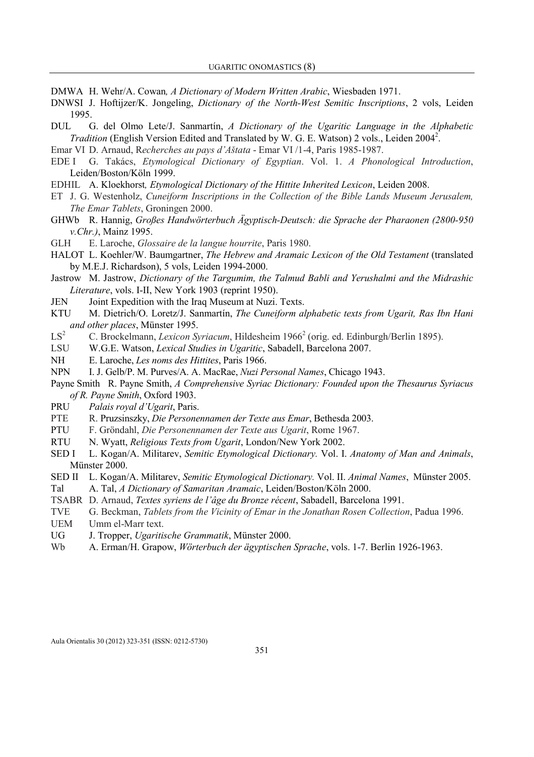DMWA H. Wehr/A. Cowan*, A Dictionary of Modern Written Arabic*, Wiesbaden 1971.

DNWSI J. Hoftijzer/K. Jongeling, *Dictionary of the North-West Semitic Inscriptions*, 2 vols, Leiden 1995.

DUL G. del Olmo Lete/J. Sanmartín, *A Dictionary of the Ugaritic Language in the Alphabetic Tradition* (English Version Edited and Translated by W. G. E. Watson) 2 vols., Leiden 2004$^2$.

Emar VI D. Arnaud, R*echerches au pays d'Aštata* - Emar VI /1-4, Paris 1985-1987.

EDE I G. Takács, *Etymological Dictionary of Egyptian*. Vol. 1. *A Phonological Introduction*, Leiden/Boston/Köln 1999.

EDHIL A. Kloekhorst*, Etymological Dictionary of the Hittite Inherited Lexicon*, Leiden 2008.

ET J. G. Westenholz, *Cuneiform Inscriptions in the Collection of the Bible Lands Museum Jerusalem, The Emar Tablets*, Groningen 2000.

GHWb R. Hannig, *Großes Handwörterbuch Ägyptisch-Deutsch: die Sprache der Pharaonen (2800-950 v.Chr.)*, Mainz 1995.

GLH E. Laroche, *Glossaire de la langue hourrite*, Paris 1980.

HALOT L. Koehler/W. Baumgartner, *The Hebrew and Aramaic Lexicon of the Old Testament* (translated by M.E.J. Richardson), 5 vols, Leiden 1994-2000.

Jastrow M. Jastrow, *Dictionary of the Targumim, the Talmud Babli and Yerushalmi and the Midrashic Literature*, vols. I-II, New York 1903 (reprint 1950).

JEN Joint Expedition with the Iraq Museum at Nuzi. Texts.

KTU M. Dietrich/O. Loretz/J. Sanmartín, *The Cuneiform alphabetic texts from Ugarit, Ras Ibn Hani and other places*, Münster 1995.

LS$^2$ C. Brockelmann, *Lexicon Syriacum*, Hildesheim 1966$^2$ (orig. ed. Edinburgh/Berlin 1895).

LSU W.G.E. Watson, *Lexical Studies in Ugaritic*, Sabadell, Barcelona 2007.

NH E. Laroche, *Les noms des Hittites*, Paris 1966.

NPN I. J. Gelb/P. M. Purves/A. A. MacRae, *Nuzi Personal Names*, Chicago 1943.

Payne Smith R. Payne Smith, *A Comprehensive Syriac Dictionary: Founded upon the Thesaurus Syriacus of R. Payne Smith*, Oxford 1903.

PRU *Palais royal d'Ugarit*, Paris.

PTE R. Pruzsinszky, *Die Personennamen der Texte aus Emar*, Bethesda 2003.

PTU F. Gröndahl, *Die Personennamen der Texte aus Ugarit*, Rome 1967.

RTU N. Wyatt, *Religious Texts from Ugarit*, London/New York 2002.

SED I L. Kogan/A. Militarev, *Semitic Etymological Dictionary.* Vol. I. *Anatomy of Man and Animals*, Münster 2000.

SED II L. Kogan/A. Militarev, *Semitic Etymological Dictionary.* Vol. II. *Animal Names*, Münster 2005.

Tal A. Tal, *A Dictionary of Samaritan Aramaic*, Leiden/Boston/Köln 2000.

TSABR D. Arnaud, *Textes syriens de l'âge du Bronze récent*, Sabadell, Barcelona 1991.

TVE G. Beckman, *Tablets from the Vicinity of Emar in the Jonathan Rosen Collection*, Padua 1996.

UEM Umm el-Marr text.

UG J. Tropper, *Ugaritische Grammatik*, Münster 2000.

Wb A. Erman/H. Grapow, *Wörterbuch der ägyptischen Sprache*, vols. 1-7. Berlin 1926-1963.